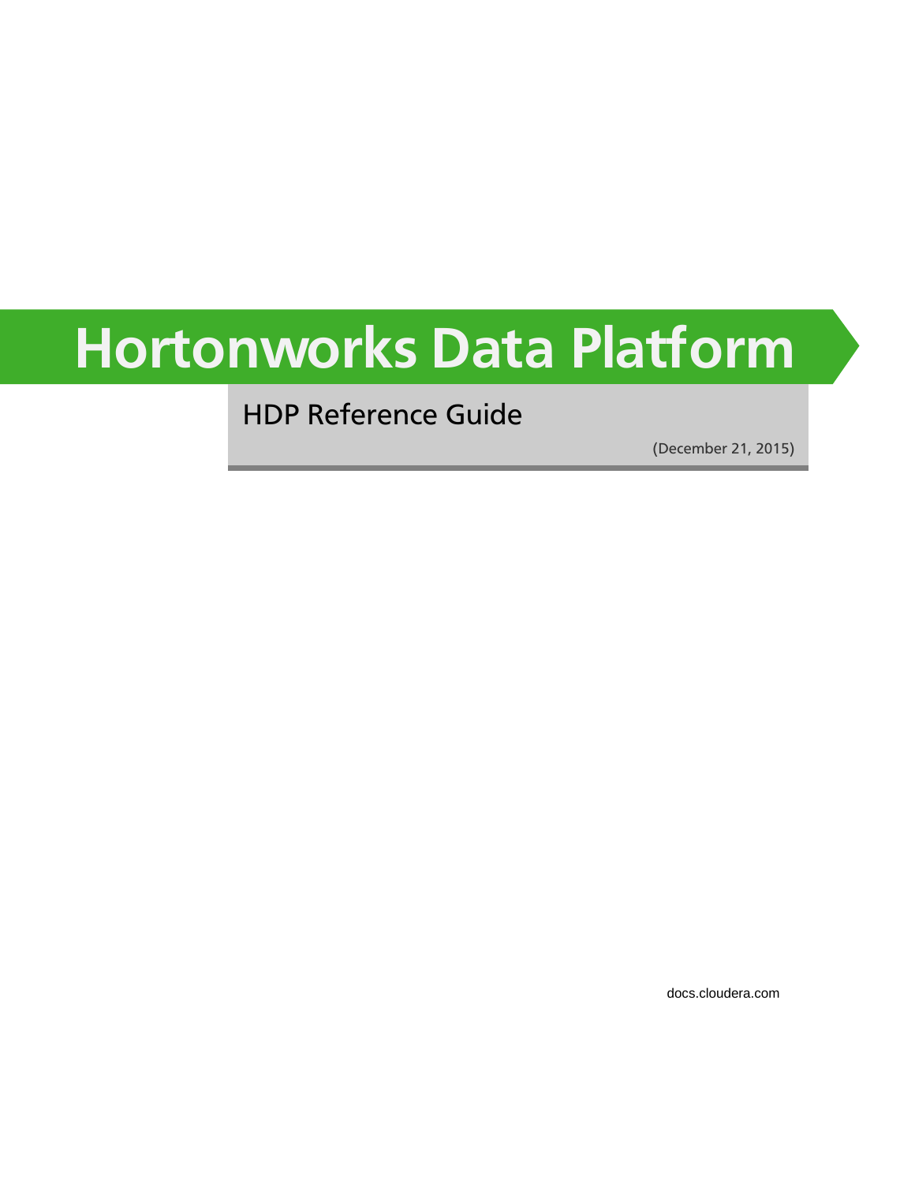# Hortonworks Data Platform

## HDP Reference Guide

(December 21, 2015)

docs.cloudera.com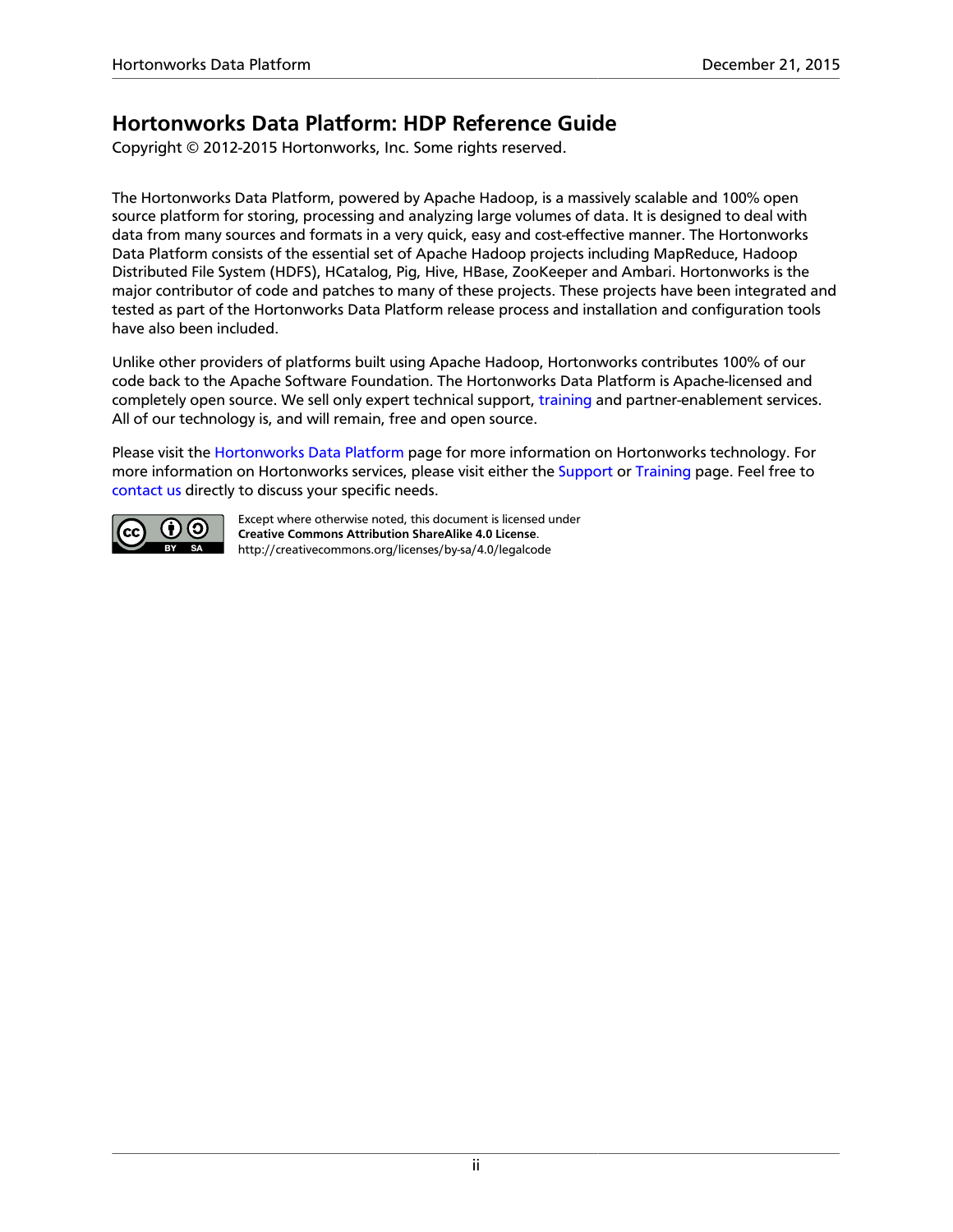# Hortonworks Data Platform: HDP Reference Guide

Copyright © 2012-2015 Hortonworks, Inc. Some rights reserved.

The Hortonworks Data Platform, powered by Apache Hadoop, is a massively scalable and 100% open source platform for storing, processing and analyzing large volumes of data. It is designed to deal with data from many sources and formats in a very quick, easy and cost-effective manner. The Hortonworks Data Platform consists of the essential set of Apache Hadoop projects including MapReduce, Hadoop Distributed File System (HDFS), HCatalog, Pig, Hive, HBase, ZooKeeper and Ambari. Hortonworks is the major contributor of code and patches to many of these projects. These projects have been integrated and tested as part of the Hortonworks Data Platform release process and installation and configuration tools have also been included.

Unlike other providers of platforms built using Apache Hadoop, Hortonworks contributes 100% of our code back to the Apache Software Foundation. The Hortonworks Data Platform is Apache-licensed and completely open source. We sell only expert technical support, training and partner-enablement services. All of our technology is, and will remain, free and open source.

Please visit the Hortonworks Data Platform page for more information on Hortonworks technology. For more information on Hortonworks services, please visit either the Support or Training page. Feel free to contact us directly to discuss your specific needs.

Except where otherwise noted, this document is licensed under **Creative Commons Attribution ShareAlike 4.0 License**.
http://creativecommons.org/licenses/by-sa/4.0/legalcode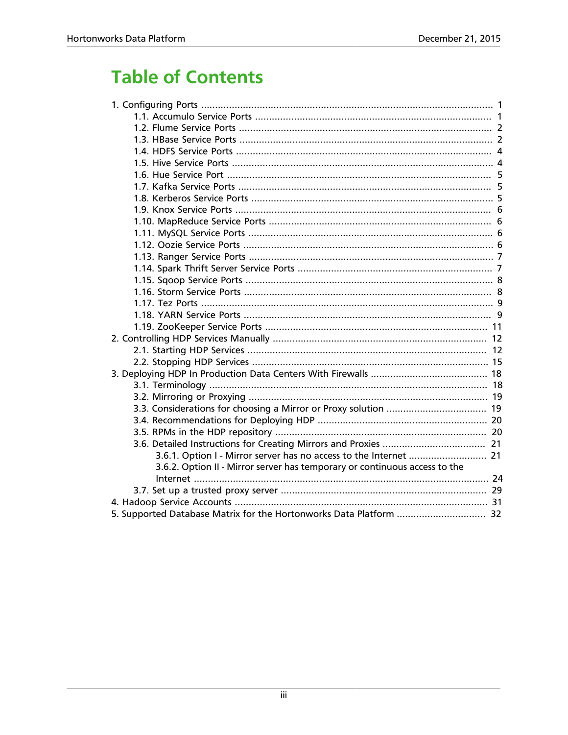# Table of Contents

- 1. Configuring Ports ... 1
  - 1.1. Accumulo Service Ports ... 1
  - 1.2. Flume Service Ports ... 2
  - 1.3. HBase Service Ports ... 2
  - 1.4. HDFS Service Ports ... 4
  - 1.5. Hive Service Ports ... 4
  - 1.6. Hue Service Port ... 5
  - 1.7. Kafka Service Ports ... 5
  - 1.8. Kerberos Service Ports ... 5
  - 1.9. Knox Service Ports ... 6
  - 1.10. MapReduce Service Ports ... 6
  - 1.11. MySQL Service Ports ... 6
  - 1.12. Oozie Service Ports ... 6
  - 1.13. Ranger Service Ports ... 7
  - 1.14. Spark Thrift Server Service Ports ... 7
  - 1.15. Sqoop Service Ports ... 8
  - 1.16. Storm Service Ports ... 8
  - 1.17. Tez Ports ... 9
  - 1.18. YARN Service Ports ... 9
  - 1.19. ZooKeeper Service Ports ... 11
- 2. Controlling HDP Services Manually ... 12
  - 2.1. Starting HDP Services ... 12
  - 2.2. Stopping HDP Services ... 15
- 3. Deploying HDP In Production Data Centers With Firewalls ... 18
  - 3.1. Terminology ... 18
  - 3.2. Mirroring or Proxying ... 19
  - 3.3. Considerations for choosing a Mirror or Proxy solution ... 19
  - 3.4. Recommendations for Deploying HDP ... 20
  - 3.5. RPMs in the HDP repository ... 20
  - 3.6. Detailed Instructions for Creating Mirrors and Proxies ... 21
    - 3.6.1. Option I - Mirror server has no access to the Internet ... 21
    - 3.6.2. Option II - Mirror server has temporary or continuous access to the Internet ... 24
  - 3.7. Set up a trusted proxy server ... 29
- 4. Hadoop Service Accounts ... 31
- 5. Supported Database Matrix for the Hortonworks Data Platform ... 32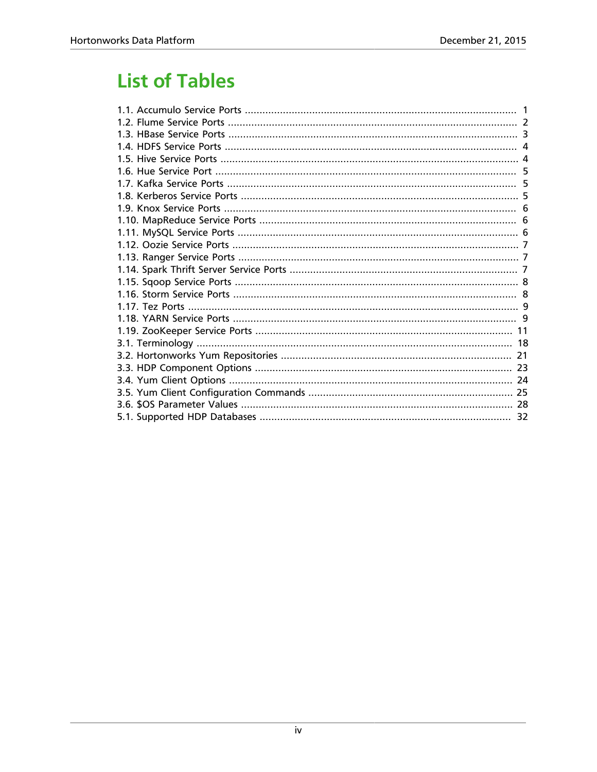# List of Tables

1.1. Accumulo Service Ports ............................................................................................ 1
1.2. Flume Service Ports ................................................................................................... 2
1.3. HBase Service Ports ................................................................................................... 3
1.4. HDFS Service Ports .................................................................................................... 4
1.5. Hive Service Ports ...................................................................................................... 4
1.6. Hue Service Port ....................................................................................................... 5
1.7. Kafka Service Ports ................................................................................................... 5
1.8. Kerberos Service Ports .............................................................................................. 5
1.9. Knox Service Ports .................................................................................................... 6
1.10. MapReduce Service Ports ........................................................................................ 6
1.11. MySQL Service Ports ................................................................................................ 6
1.12. Oozie Service Ports .................................................................................................. 7
1.13. Ranger Service Ports ................................................................................................ 7
1.14. Spark Thrift Server Service Ports .............................................................................. 7
1.15. Sqoop Service Ports ................................................................................................. 8
1.16. Storm Service Ports ................................................................................................. 8
1.17. Tez Ports ................................................................................................................. 9
1.18. YARN Service Ports ................................................................................................. 9
1.19. ZooKeeper Service Ports ........................................................................................ 11
3.1. Terminology ............................................................................................................ 18
3.2. Hortonworks Yum Repositories ............................................................................... 21
3.3. HDP Component Options ........................................................................................ 23
3.4. Yum Client Options ................................................................................................. 24
3.5. Yum Client Configuration Commands ...................................................................... 25
3.6. $OS Parameter Values ............................................................................................ 28
5.1. Supported HDP Databases ...................................................................................... 32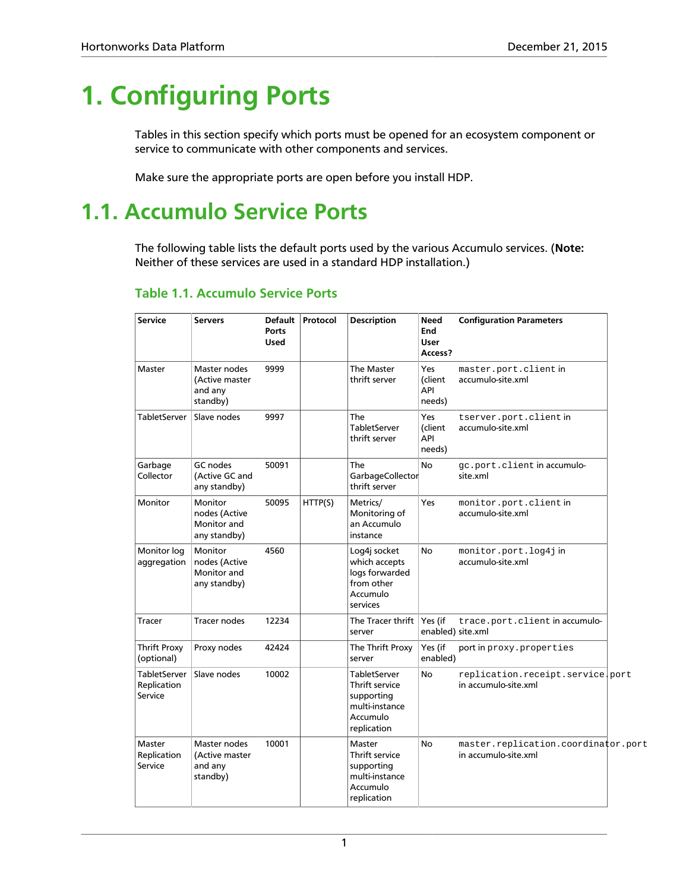# 1. Configuring Ports

Tables in this section specify which ports must be opened for an ecosystem component or service to communicate with other components and services.

Make sure the appropriate ports are open before you install HDP.

# 1.1. Accumulo Service Ports

The following table lists the default ports used by the various Accumulo services. (**Note:** Neither of these services are used in a standard HDP installation.)

### Table 1.1. Accumulo Service Ports

| Service | Servers | Default Ports Used | Protocol | Description | Need End User Access? | Configuration Parameters |
|---|---|---|---|---|---|---|
| Master | Master nodes (Active master and any standby) | 9999 | | The Master thrift server | Yes (client API needs) | `master.port.client` in accumulo-site.xml |
| TabletServer | Slave nodes | 9997 | | The TabletServer thrift server | Yes (client API needs) | `tserver.port.client` in accumulo-site.xml |
| Garbage Collector | GC nodes (Active GC and any standby) | 50091 | | The GarbageCollector thrift server | No | `gc.port.client` in accumulo-site.xml |
| Monitor | Monitor nodes (Active Monitor and any standby) | 50095 | HTTP(S) | Metrics/ Monitoring of an Accumulo instance | Yes | `monitor.port.client` in accumulo-site.xml |
| Monitor log aggregation | Monitor nodes (Active Monitor and any standby) | 4560 | | Log4j socket which accepts logs forwarded from other Accumulo services | No | `monitor.port.log4j` in accumulo-site.xml |
| Tracer | Tracer nodes | 12234 | | The Tracer thrift server | Yes (if enabled) | `trace.port.client` in accumulo-site.xml |
| Thrift Proxy (optional) | Proxy nodes | 42424 | | The Thrift Proxy server | Yes (if enabled) | port in `proxy.properties` |
| TabletServer Replication Service | Slave nodes | 10002 | | TabletServer Thrift service supporting multi-instance Accumulo replication | No | `replication.receipt.service.port` in accumulo-site.xml |
| Master Replication Service | Master nodes (Active master and any standby) | 10001 | | Master Thrift service supporting multi-instance Accumulo replication | No | `master.replication.coordinator.port` in accumulo-site.xml |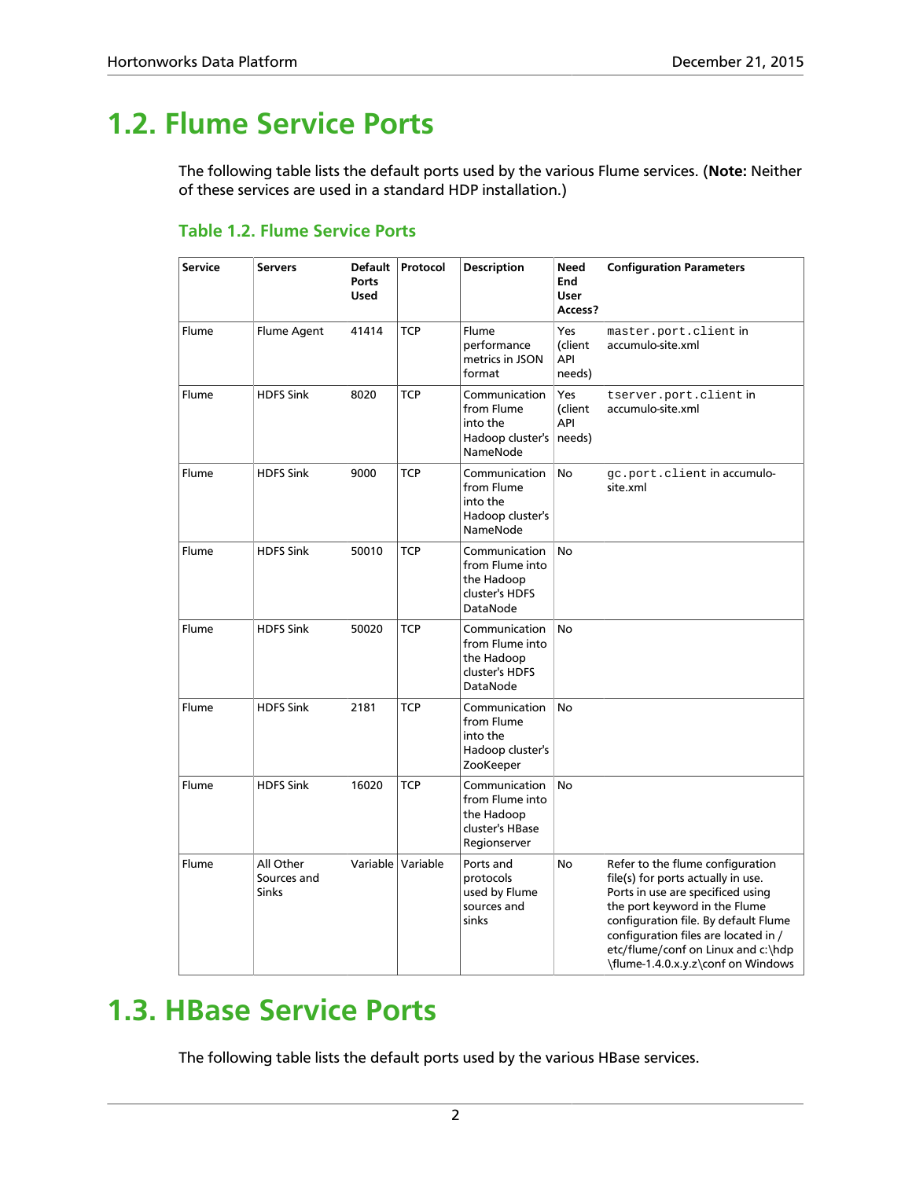# 1.2. Flume Service Ports

The following table lists the default ports used by the various Flume services. (**Note:** Neither of these services are used in a standard HDP installation.)

### Table 1.2. Flume Service Ports

| Service | Servers | Default Ports Used | Protocol | Description | Need End User Access? | Configuration Parameters |
| --- | --- | --- | --- | --- | --- | --- |
| Flume | Flume Agent | 41414 | TCP | Flume performance metrics in JSON format | Yes (client API needs) | `master.port.client` in accumulo-site.xml |
| Flume | HDFS Sink | 8020 | TCP | Communication from Flume into the Hadoop cluster's NameNode | Yes (client API needs) | `tserver.port.client` in accumulo-site.xml |
| Flume | HDFS Sink | 9000 | TCP | Communication from Flume into the Hadoop cluster's NameNode | No | `gc.port.client` in accumulo-site.xml |
| Flume | HDFS Sink | 50010 | TCP | Communication from Flume into the Hadoop cluster's HDFS DataNode | No | |
| Flume | HDFS Sink | 50020 | TCP | Communication from Flume into the Hadoop cluster's HDFS DataNode | No | |
| Flume | HDFS Sink | 2181 | TCP | Communication from Flume into the Hadoop cluster's ZooKeeper | No | |
| Flume | HDFS Sink | 16020 | TCP | Communication from Flume into the Hadoop cluster's HBase Regionserver | No | |
| Flume | All Other Sources and Sinks | Variable | Variable | Ports and protocols used by Flume sources and sinks | No | Refer to the flume configuration file(s) for ports actually in use. Ports in use are specificed using the port keyword in the Flume configuration file. By default Flume configuration files are located in /etc/flume/conf on Linux and c:\hdp\flume-1.4.0.x.y.z\conf on Windows |

# 1.3. HBase Service Ports

The following table lists the default ports used by the various HBase services.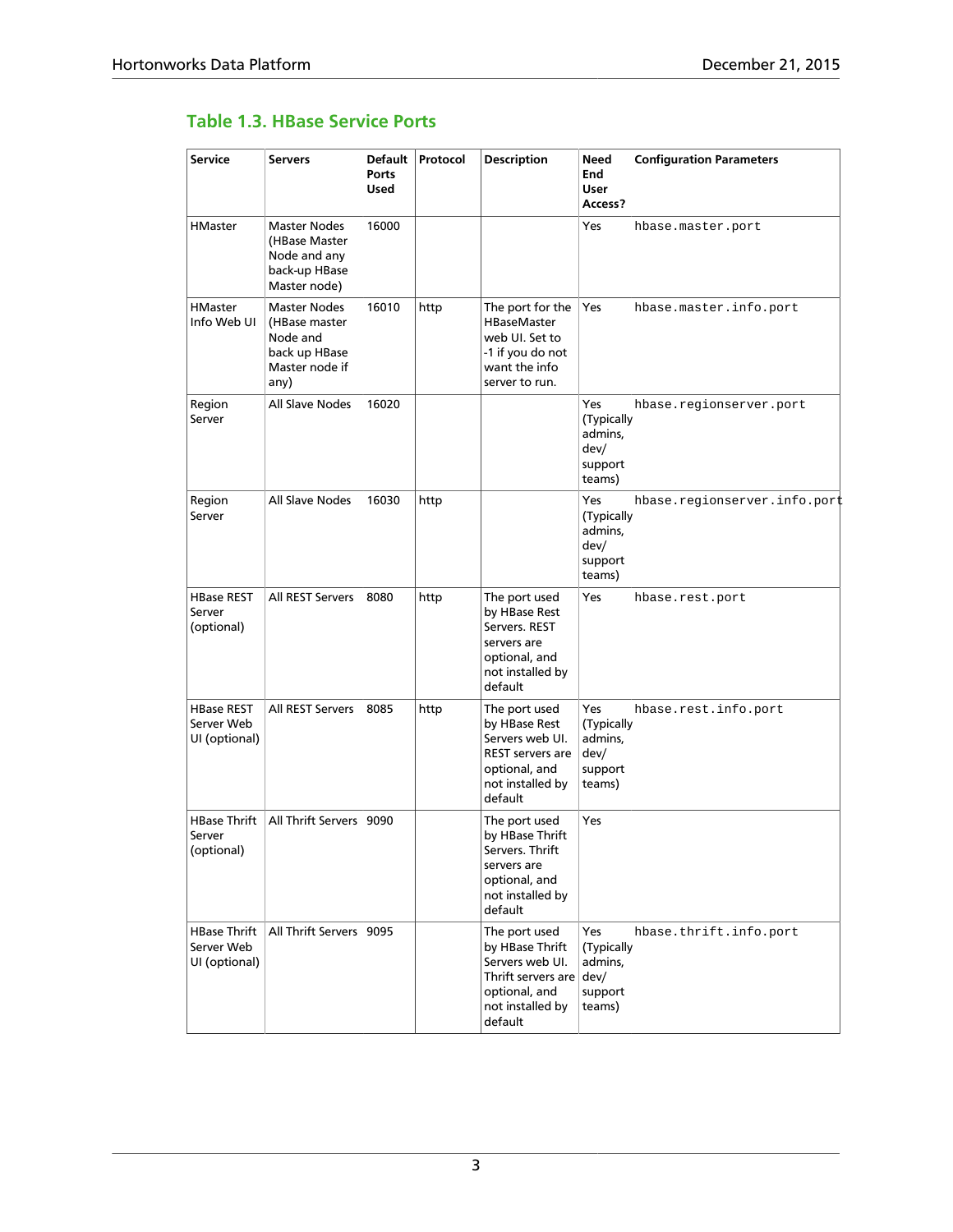### Table 1.3. HBase Service Ports

| Service | Servers | Default Ports Used | Protocol | Description | Need End User Access? | Configuration Parameters |
|---|---|---|---|---|---|---|
| HMaster | Master Nodes (HBase Master Node and any back-up HBase Master node) | 16000 | | | Yes | `hbase.master.port` |
| HMaster Info Web UI | Master Nodes (HBase master Node and back up HBase Master node if any) | 16010 | http | The port for the HBaseMaster web UI. Set to -1 if you do not want the info server to run. | Yes | `hbase.master.info.port` |
| Region Server | All Slave Nodes | 16020 | | | Yes (Typically admins, dev/ support teams) | `hbase.regionserver.port` |
| Region Server | All Slave Nodes | 16030 | http | | Yes (Typically admins, dev/ support teams) | `hbase.regionserver.info.port` |
| HBase REST Server (optional) | All REST Servers | 8080 | http | The port used by HBase Rest Servers. REST servers are optional, and not installed by default | Yes | `hbase.rest.port` |
| HBase REST Server Web UI (optional) | All REST Servers | 8085 | http | The port used by HBase Rest Servers web UI. REST servers are optional, and not installed by default | Yes (Typically admins, dev/ support teams) | `hbase.rest.info.port` |
| HBase Thrift Server (optional) | All Thrift Servers | 9090 | | The port used by HBase Thrift Servers. Thrift servers are optional, and not installed by default | Yes | |
| HBase Thrift Server Web UI (optional) | All Thrift Servers | 9095 | | The port used by HBase Thrift Servers web UI. Thrift servers are optional, and not installed by default | Yes (Typically admins, dev/ support teams) | `hbase.thrift.info.port` |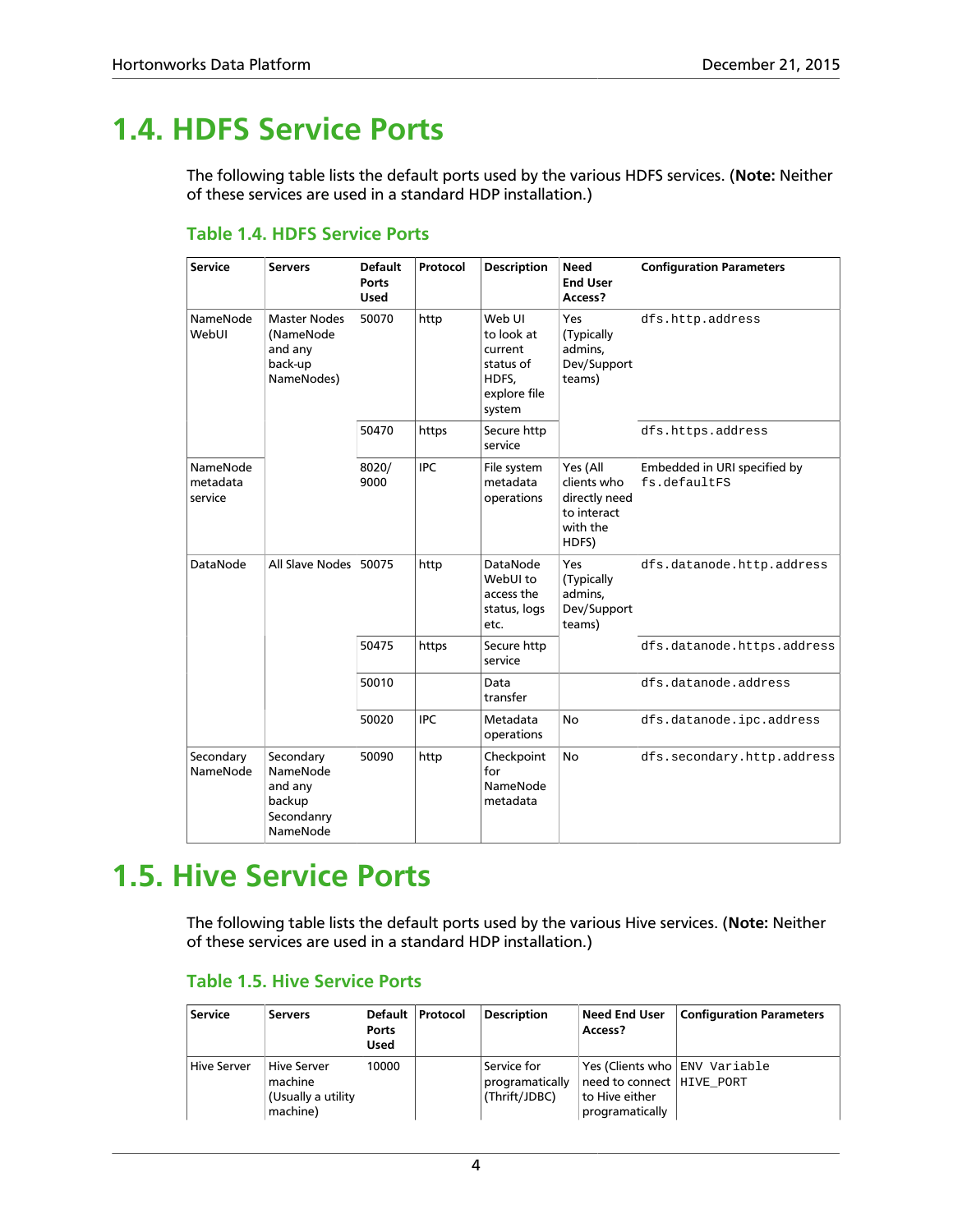# 1.4. HDFS Service Ports

The following table lists the default ports used by the various HDFS services. (**Note:** Neither of these services are used in a standard HDP installation.)

### Table 1.4. HDFS Service Ports

| Service | Servers | Default Ports Used | Protocol | Description | Need End User Access? | Configuration Parameters |
|---|---|---|---|---|---|---|
| NameNode WebUI | Master Nodes (NameNode and any back-up NameNodes) | 50070 | http | Web UI to look at current status of HDFS, explore file system | Yes (Typically admins, Dev/Support teams) | `dfs.http.address` |
| | | 50470 | https | Secure http service | | `dfs.https.address` |
| NameNode metadata service | | 8020/ 9000 | IPC | File system metadata operations | Yes (All clients who directly need to interact with the HDFS) | Embedded in URI specified by `fs.defaultFS` |
| DataNode | All Slave Nodes | 50075 | http | DataNode WebUI to access the status, logs etc. | Yes (Typically admins, Dev/Support teams) | `dfs.datanode.http.address` |
| | | 50475 | https | Secure http service | | `dfs.datanode.https.address` |
| | | 50010 | | Data transfer | | `dfs.datanode.address` |
| | | 50020 | IPC | Metadata operations | No | `dfs.datanode.ipc.address` |
| Secondary NameNode | Secondary NameNode and any backup Secondanry NameNode | 50090 | http | Checkpoint for NameNode metadata | No | `dfs.secondary.http.address` |

# 1.5. Hive Service Ports

The following table lists the default ports used by the various Hive services. (**Note:** Neither of these services are used in a standard HDP installation.)

### Table 1.5. Hive Service Ports

| Service | Servers | Default Ports Used | Protocol | Description | Need End User Access? | Configuration Parameters |
|---|---|---|---|---|---|---|
| Hive Server | Hive Server machine (Usually a utility machine) | 10000 | | Service for programatically (Thrift/JDBC) | Yes (Clients who need to connect to Hive either programatically | `ENV Variable HIVE_PORT` |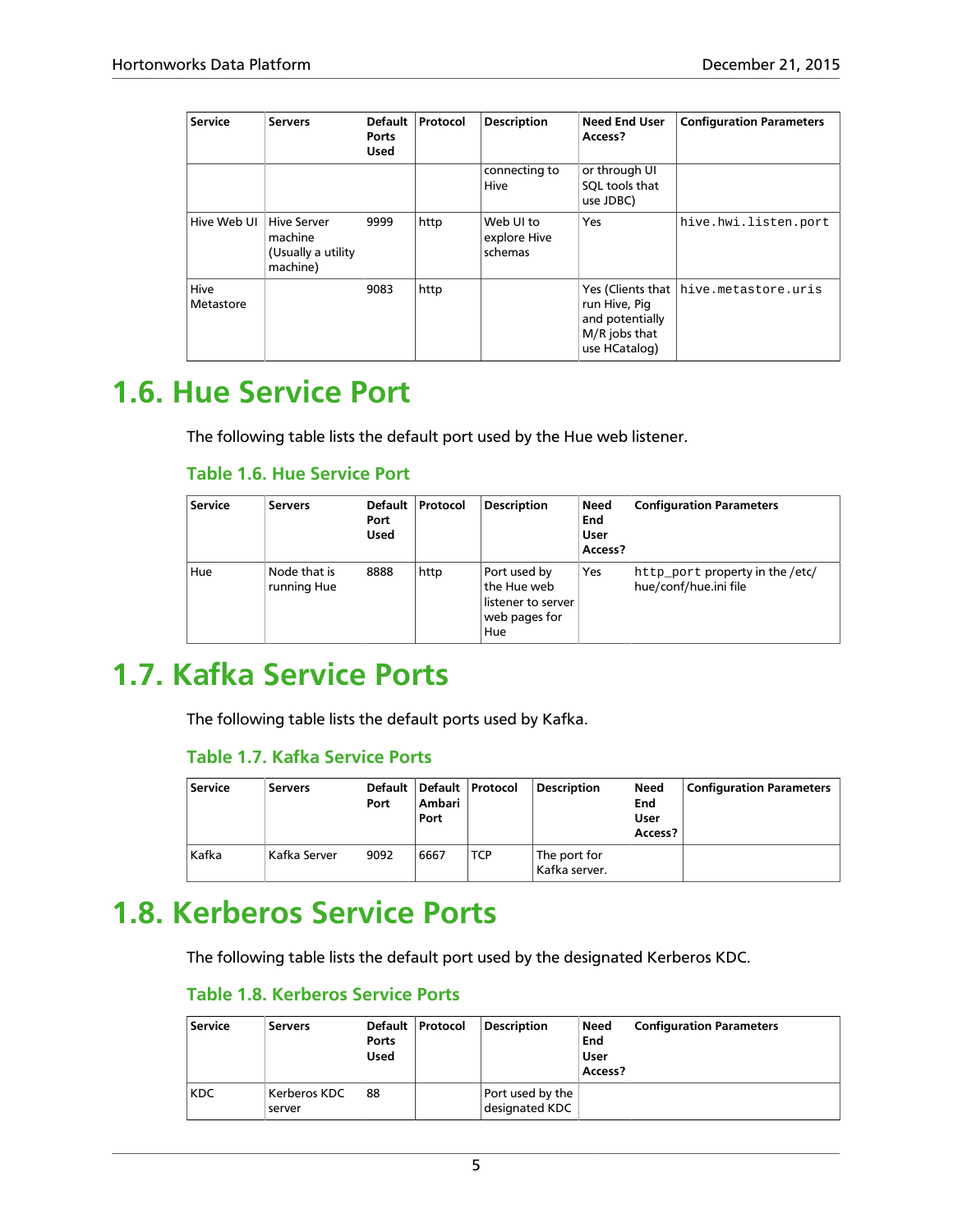| Service | Servers | Default Ports Used | Protocol | Description | Need End User Access? | Configuration Parameters |
| --- | --- | --- | --- | --- | --- | --- |
| | | | | connecting to Hive | or through UI SQL tools that use JDBC) | |
| Hive Web UI | Hive Server machine (Usually a utility machine) | 9999 | http | Web UI to explore Hive schemas | Yes | `hive.hwi.listen.port` |
| Hive Metastore | | 9083 | http | | Yes (Clients that run Hive, Pig and potentially M/R jobs that use HCatalog) | `hive.metastore.uris` |

# 1.6. Hue Service Port

The following table lists the default port used by the Hue web listener.

### Table 1.6. Hue Service Port

| Service | Servers | Default Port Used | Protocol | Description | Need End User Access? | Configuration Parameters |
| --- | --- | --- | --- | --- | --- | --- |
| Hue | Node that is running Hue | 8888 | http | Port used by the Hue web listener to server web pages for Hue | Yes | `http_port` property in the /etc/hue/conf/hue.ini file |

# 1.7. Kafka Service Ports

The following table lists the default ports used by Kafka.

### Table 1.7. Kafka Service Ports

| Service | Servers | Default Port | Default Ambari Port | Protocol | Description | Need End User Access? | Configuration Parameters |
| --- | --- | --- | --- | --- | --- | --- | --- |
| Kafka | Kafka Server | 9092 | 6667 | TCP | The port for Kafka server. | | |

# 1.8. Kerberos Service Ports

The following table lists the default port used by the designated Kerberos KDC.

### Table 1.8. Kerberos Service Ports

| Service | Servers | Default Ports Used | Protocol | Description | Need End User Access? | Configuration Parameters |
| --- | --- | --- | --- | --- | --- | --- |
| KDC | Kerberos KDC server | 88 | | Port used by the designated KDC | | |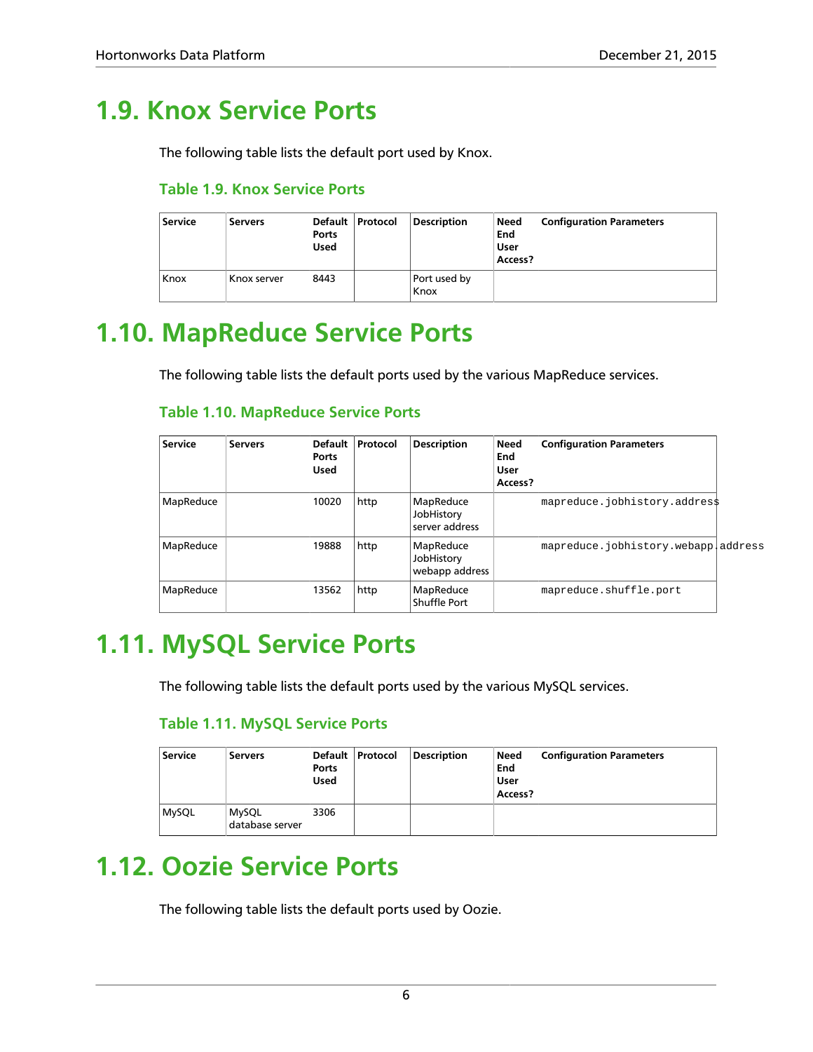# 1.9. Knox Service Ports

The following table lists the default port used by Knox.

### Table 1.9. Knox Service Ports

| Service | Servers | Default Ports Used | Protocol | Description | Need End User Access? | Configuration Parameters |
|---|---|---|---|---|---|---|
| Knox | Knox server | 8443 | | Port used by Knox | | |

# 1.10. MapReduce Service Ports

The following table lists the default ports used by the various MapReduce services.

### Table 1.10. MapReduce Service Ports

| Service | Servers | Default Ports Used | Protocol | Description | Need End User Access? | Configuration Parameters |
|---|---|---|---|---|---|---|
| MapReduce | | 10020 | http | MapReduce JobHistory server address | | `mapreduce.jobhistory.address` |
| MapReduce | | 19888 | http | MapReduce JobHistory webapp address | | `mapreduce.jobhistory.webapp.address` |
| MapReduce | | 13562 | http | MapReduce Shuffle Port | | `mapreduce.shuffle.port` |

# 1.11. MySQL Service Ports

The following table lists the default ports used by the various MySQL services.

### Table 1.11. MySQL Service Ports

| Service | Servers | Default Ports Used | Protocol | Description | Need End User Access? | Configuration Parameters |
|---|---|---|---|---|---|---|
| MySQL | MySQL database server | 3306 | | | | |

# 1.12. Oozie Service Ports

The following table lists the default ports used by Oozie.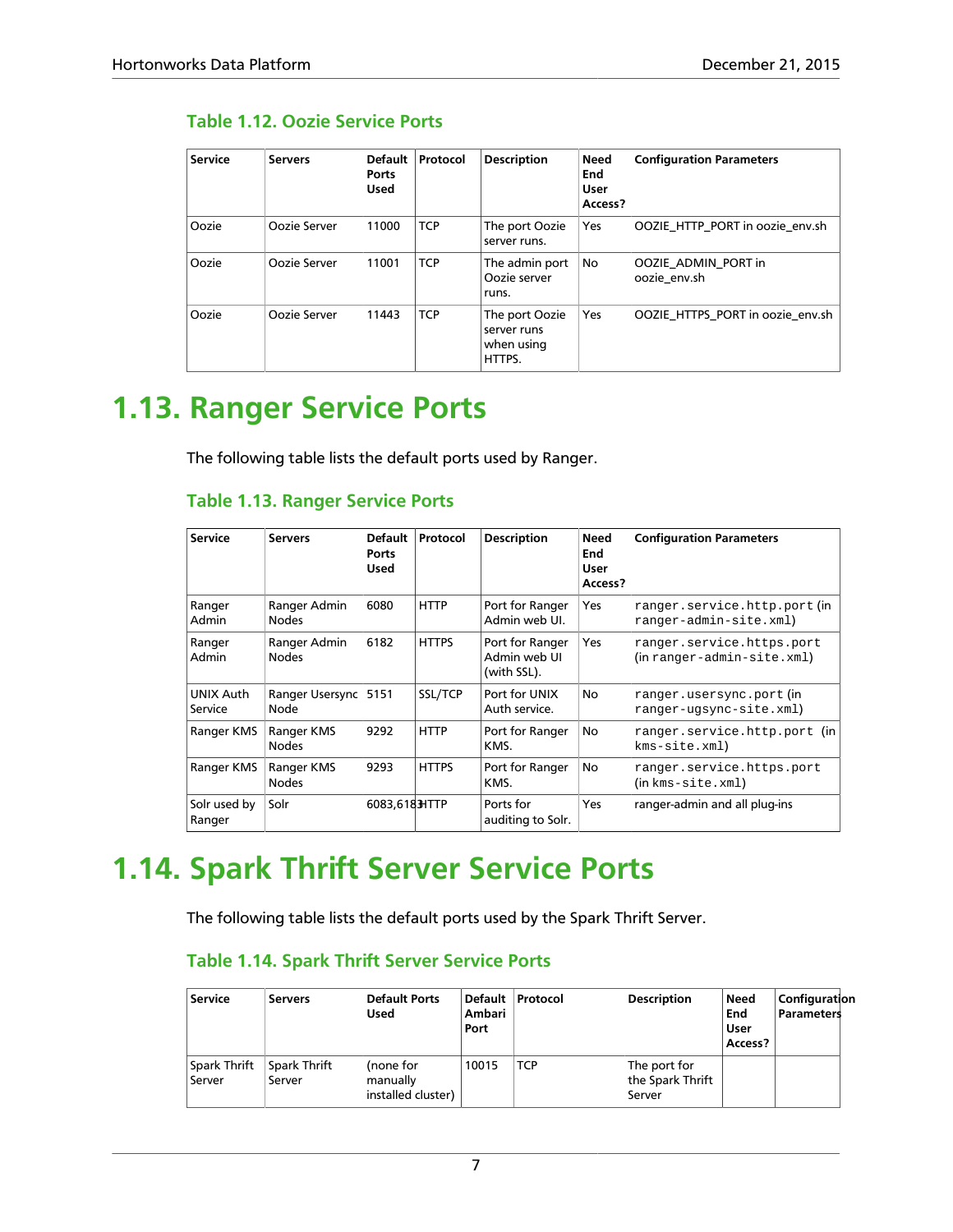### Table 1.12. Oozie Service Ports

| Service | Servers | Default Ports Used | Protocol | Description | Need End User Access? | Configuration Parameters |
|---|---|---|---|---|---|---|
| Oozie | Oozie Server | 11000 | TCP | The port Oozie server runs. | Yes | OOZIE_HTTP_PORT in oozie_env.sh |
| Oozie | Oozie Server | 11001 | TCP | The admin port Oozie server runs. | No | OOZIE_ADMIN_PORT in oozie_env.sh |
| Oozie | Oozie Server | 11443 | TCP | The port Oozie server runs when using HTTPS. | Yes | OOZIE_HTTPS_PORT in oozie_env.sh |

# 1.13. Ranger Service Ports

The following table lists the default ports used by Ranger.

### Table 1.13. Ranger Service Ports

| Service | Servers | Default Ports Used | Protocol | Description | Need End User Access? | Configuration Parameters |
|---|---|---|---|---|---|---|
| Ranger Admin | Ranger Admin Nodes | 6080 | HTTP | Port for Ranger Admin web UI. | Yes | `ranger.service.http.port` (in `ranger-admin-site.xml`) |
| Ranger Admin | Ranger Admin Nodes | 6182 | HTTPS | Port for Ranger Admin web UI (with SSL). | Yes | `ranger.service.https.port` (in `ranger-admin-site.xml`) |
| UNIX Auth Service | Ranger Usersync Node | 5151 | SSL/TCP | Port for UNIX Auth service. | No | `ranger.usersync.port` (in `ranger-ugsync-site.xml`) |
| Ranger KMS | Ranger KMS Nodes | 9292 | HTTP | Port for Ranger KMS. | No | `ranger.service.http.port` (in `kms-site.xml`) |
| Ranger KMS | Ranger KMS Nodes | 9293 | HTTPS | Port for Ranger KMS. | No | `ranger.service.https.port` (in `kms-site.xml`) |
| Solr used by Ranger | Solr | 6083,6183 | HTTP | Ports for auditing to Solr. | Yes | ranger-admin and all plug-ins |

# 1.14. Spark Thrift Server Service Ports

The following table lists the default ports used by the Spark Thrift Server.

### Table 1.14. Spark Thrift Server Service Ports

| Service | Servers | Default Ports Used | Default Ambari Port | Protocol | Description | Need End User Access? | Configuration Parameters |
|---|---|---|---|---|---|---|---|
| Spark Thrift Server | Spark Thrift Server | (none for manually installed cluster) | 10015 | TCP | The port for the Spark Thrift Server | | |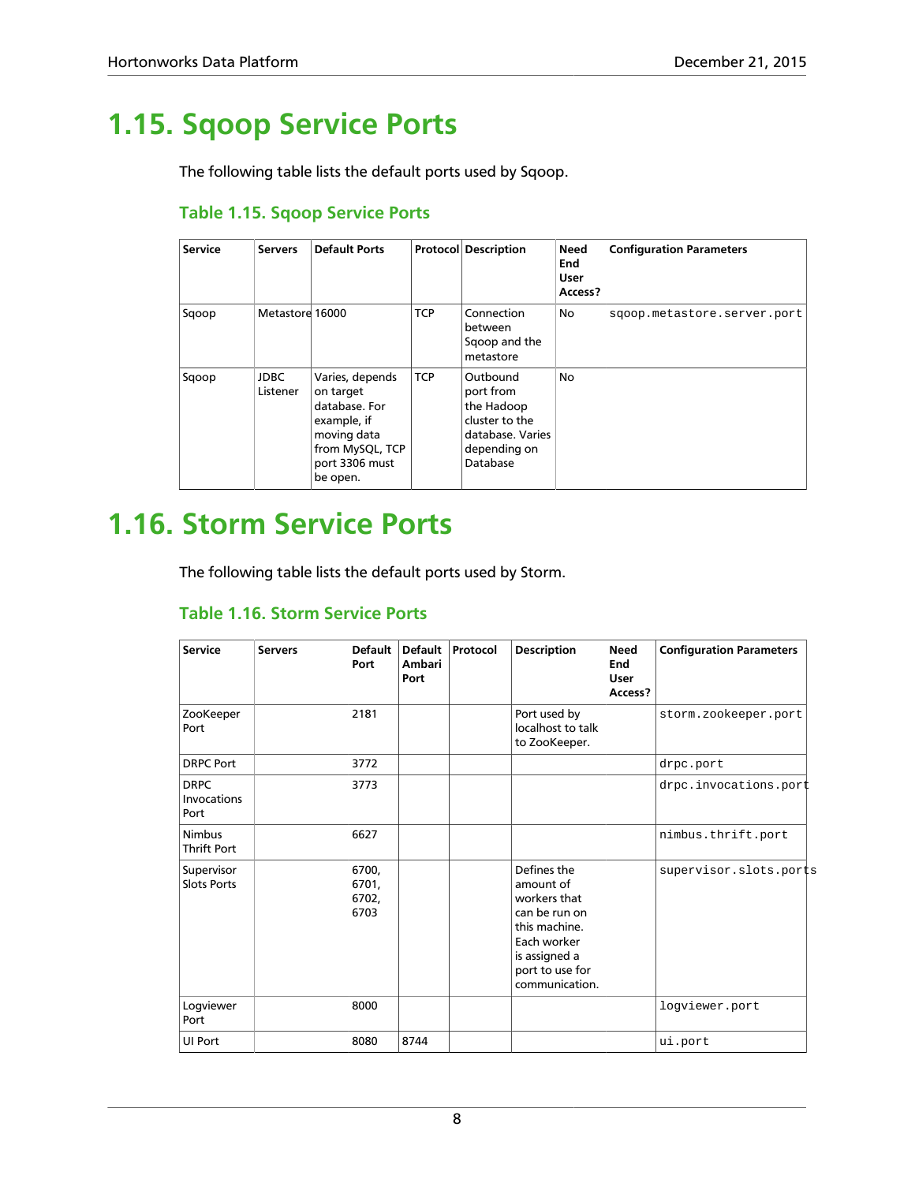# 1.15. Sqoop Service Ports

The following table lists the default ports used by Sqoop.

### Table 1.15. Sqoop Service Ports

| Service | Servers | Default Ports | Protocol | Description | Need End User Access? | Configuration Parameters |
|---|---|---|---|---|---|---|
| Sqoop | Metastore | 16000 | TCP | Connection between Sqoop and the metastore | No | `sqoop.metastore.server.port` |
| Sqoop | JDBC Listener | Varies, depends on target database. For example, if moving data from MySQL, TCP port 3306 must be open. | TCP | Outbound port from the Hadoop cluster to the database. Varies depending on Database | No | |

# 1.16. Storm Service Ports

The following table lists the default ports used by Storm.

### Table 1.16. Storm Service Ports

| Service | Servers | Default Port | Default Ambari Port | Protocol | Description | Need End User Access? | Configuration Parameters |
|---|---|---|---|---|---|---|---|
| ZooKeeper Port | | 2181 | | | Port used by localhost to talk to ZooKeeper. | | `storm.zookeeper.port` |
| DRPC Port | | 3772 | | | | | `drpc.port` |
| DRPC Invocations Port | | 3773 | | | | | `drpc.invocations.port` |
| Nimbus Thrift Port | | 6627 | | | | | `nimbus.thrift.port` |
| Supervisor Slots Ports | | 6700, 6701, 6702, 6703 | | | Defines the amount of workers that can be run on this machine. Each worker is assigned a port to use for communication. | | `supervisor.slots.ports` |
| Logviewer Port | | 8000 | | | | | `logviewer.port` |
| UI Port | | 8080 | 8744 | | | | `ui.port` |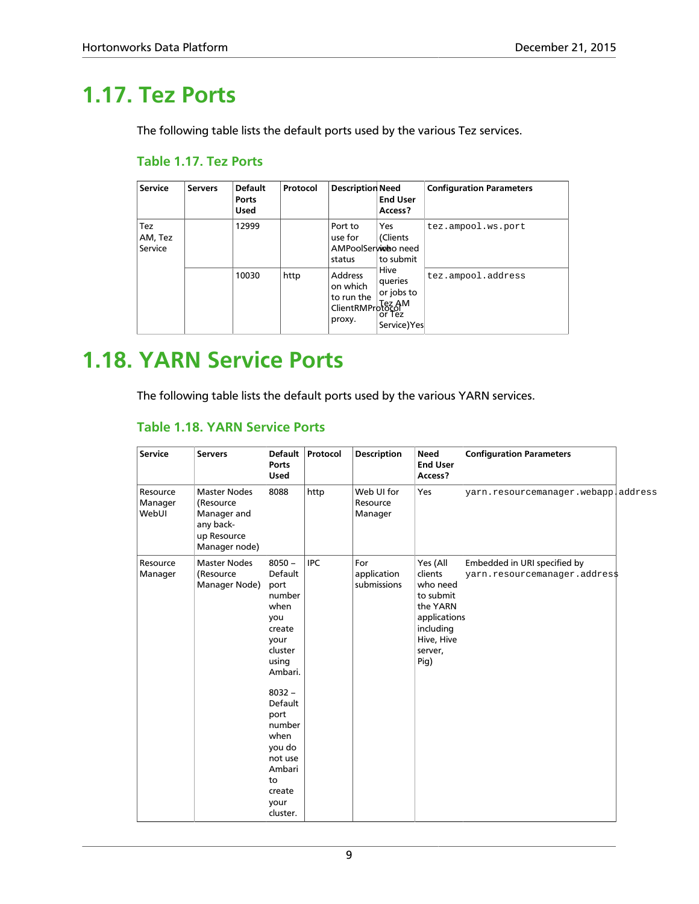# 1.17. Tez Ports

The following table lists the default ports used by the various Tez services.

### Table 1.17. Tez Ports

| Service | Servers | Default Ports Used | Protocol | Description | Need End User Access? | Configuration Parameters |
|---|---|---|---|---|---|---|
| Tez AM, Tez Service | | 12999 | | Port to use for AMPoolService status | Yes (Clients who need to submit Hive queries or jobs to Tez AM or Tez Service)Yes | tez.ampool.ws.port |
| | | 10030 | http | Address on which to run the ClientRMProtocol proxy. | | tez.ampool.address |

# 1.18. YARN Service Ports

The following table lists the default ports used by the various YARN services.

### Table 1.18. YARN Service Ports

| Service | Servers | Default Ports Used | Protocol | Description | Need End User Access? | Configuration Parameters |
|---|---|---|---|---|---|---|
| Resource Manager WebUI | Master Nodes (Resource Manager and any back-up Resource Manager node) | 8088 | http | Web UI for Resource Manager | Yes | yarn.resourcemanager.webapp.address |
| Resource Manager | Master Nodes (Resource Manager Node) | 8050 – Default port number when you create your cluster using Ambari.<br><br>8032 – Default port number when you do not use Ambari to create your cluster. | IPC | For application submissions | Yes (All clients who need to submit the YARN applications including Hive, Hive server, Pig) | Embedded in URI specified by yarn.resourcemanager.address |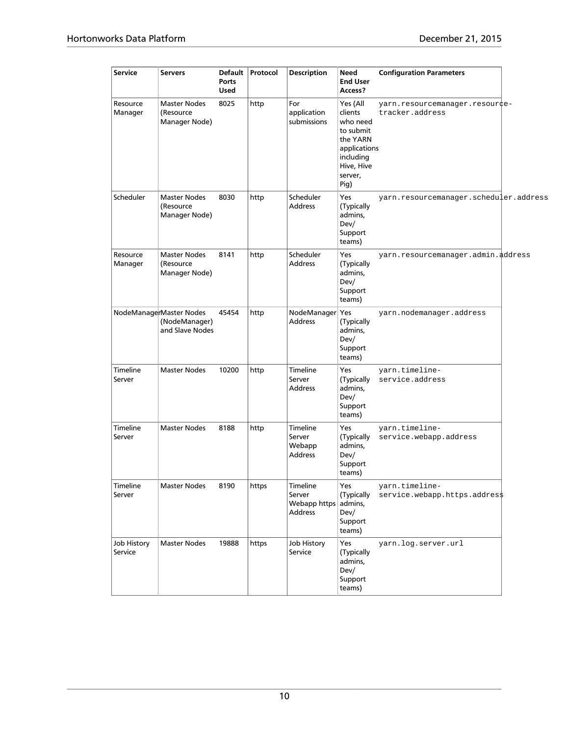| Service | Servers | Default Ports Used | Protocol | Description | Need End User Access? | Configuration Parameters |
|---|---|---|---|---|---|---|
| Resource Manager | Master Nodes (Resource Manager Node) | 8025 | http | For application submissions | Yes (All clients who need to submit the YARN applications including Hive, Hive server, Pig) | `yarn.resourcemanager.resource-tracker.address` |
| Scheduler | Master Nodes (Resource Manager Node) | 8030 | http | Scheduler Address | Yes (Typically admins, Dev/ Support teams) | `yarn.resourcemanager.scheduler.address` |
| Resource Manager | Master Nodes (Resource Manager Node) | 8141 | http | Scheduler Address | Yes (Typically admins, Dev/ Support teams) | `yarn.resourcemanager.admin.address` |
| NodeManager | Master Nodes (NodeManager) and Slave Nodes | 45454 | http | NodeManager Address | Yes (Typically admins, Dev/ Support teams) | `yarn.nodemanager.address` |
| Timeline Server | Master Nodes | 10200 | http | Timeline Server Address | Yes (Typically admins, Dev/ Support teams) | `yarn.timeline-service.address` |
| Timeline Server | Master Nodes | 8188 | http | Timeline Server Webapp Address | Yes (Typically admins, Dev/ Support teams) | `yarn.timeline-service.webapp.address` |
| Timeline Server | Master Nodes | 8190 | https | Timeline Server Webapp https Address | Yes (Typically admins, Dev/ Support teams) | `yarn.timeline-service.webapp.https.address` |
| Job History Service | Master Nodes | 19888 | https | Job History Service | Yes (Typically admins, Dev/ Support teams) | `yarn.log.server.url` |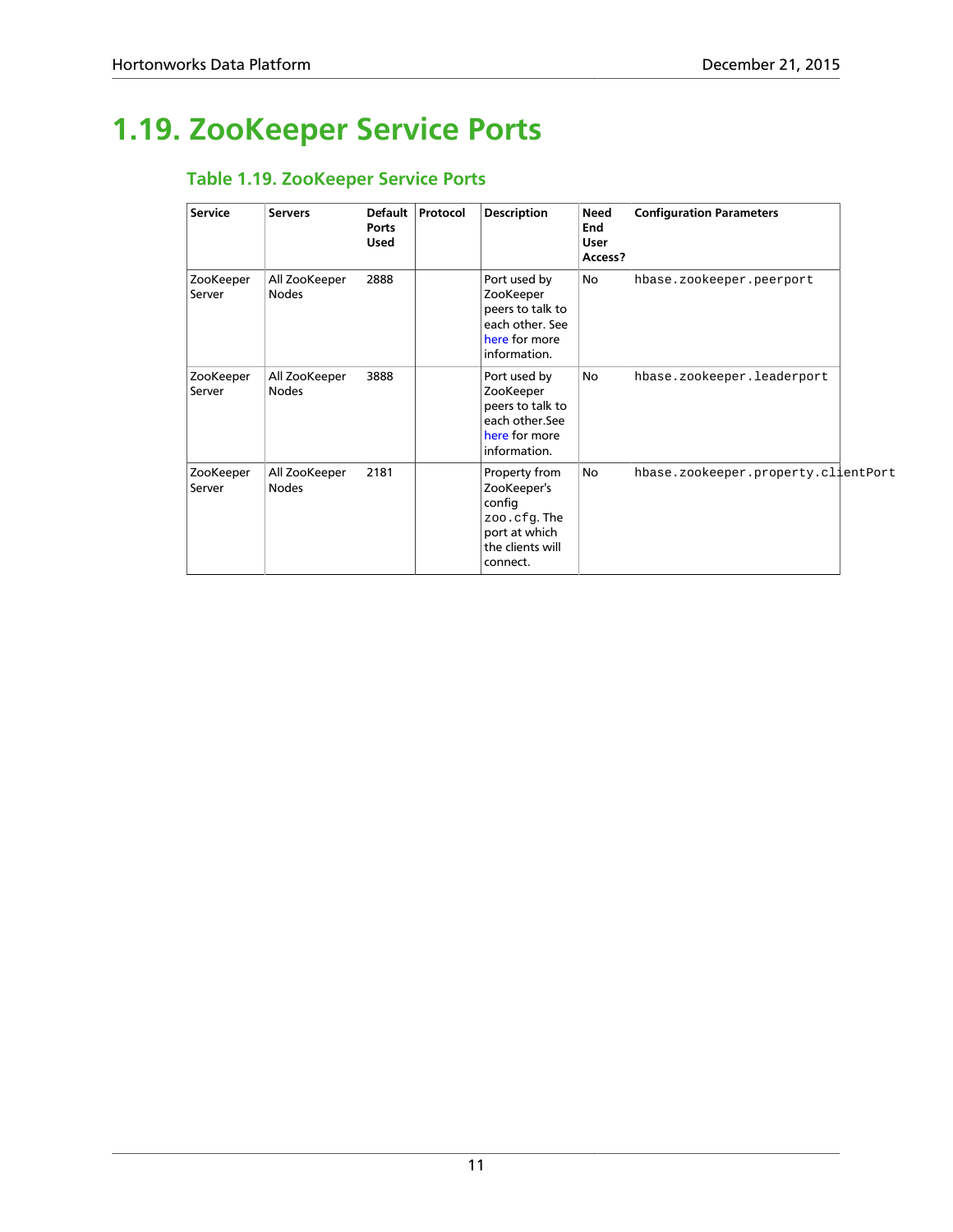# 1.19. ZooKeeper Service Ports

### Table 1.19. ZooKeeper Service Ports

| Service | Servers | Default Ports Used | Protocol | Description | Need End User Access? | Configuration Parameters |
|---|---|---|---|---|---|---|
| ZooKeeper Server | All ZooKeeper Nodes | 2888 | | Port used by ZooKeeper peers to talk to each other. See here for more information. | No | `hbase.zookeeper.peerport` |
| ZooKeeper Server | All ZooKeeper Nodes | 3888 | | Port used by ZooKeeper peers to talk to each other.See here for more information. | No | `hbase.zookeeper.leaderport` |
| ZooKeeper Server | All ZooKeeper Nodes | 2181 | | Property from ZooKeeper's config `zoo.cfg`. The port at which the clients will connect. | No | `hbase.zookeeper.property.clientPort` |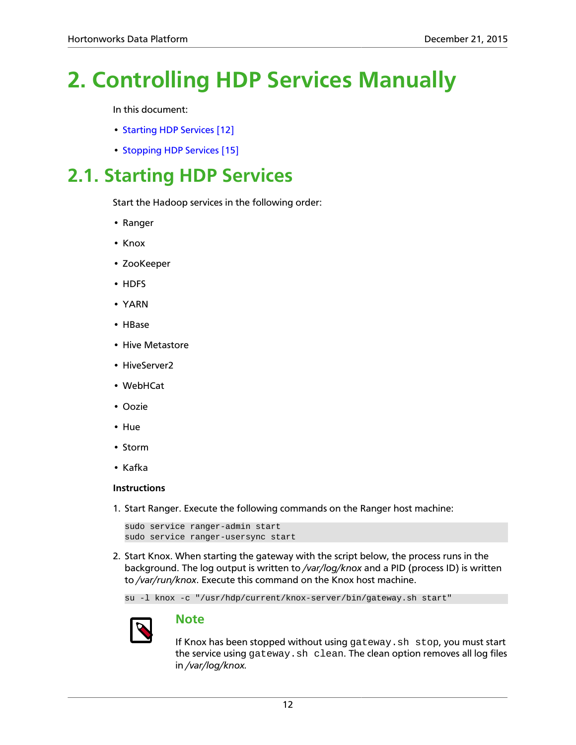# 2. Controlling HDP Services Manually

In this document:

- Starting HDP Services [12]
- Stopping HDP Services [15]

## 2.1. Starting HDP Services

Start the Hadoop services in the following order:

- Ranger
- Knox
- ZooKeeper
- HDFS
- YARN
- HBase
- Hive Metastore
- HiveServer2
- WebHCat
- Oozie
- Hue
- Storm
- Kafka

**Instructions**

1. Start Ranger. Execute the following commands on the Ranger host machine:

```
sudo service ranger-admin start
sudo service ranger-usersync start
```

2. Start Knox. When starting the gateway with the script below, the process runs in the background. The log output is written to */var/log/knox* and a PID (process ID) is written to */var/run/knox*. Execute this command on the Knox host machine.

```
su -l knox -c "/usr/hdp/current/knox-server/bin/gateway.sh start"
```

> **Note**
>
> If Knox has been stopped without using `gateway.sh stop`, you must start the service using `gateway.sh clean`. The clean option removes all log files in */var/log/knox*.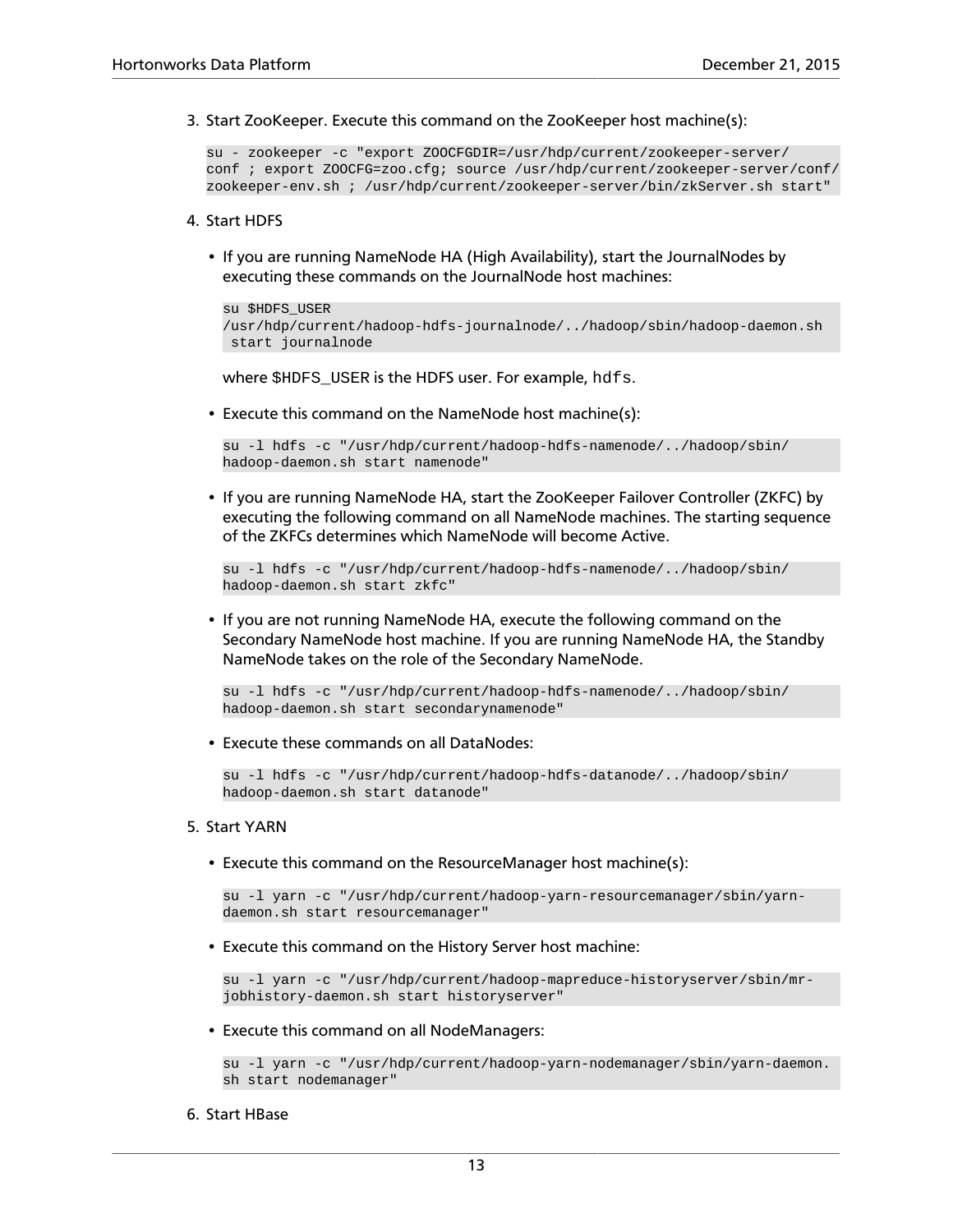3. Start ZooKeeper. Execute this command on the ZooKeeper host machine(s):

```
su - zookeeper -c "export ZOOCFGDIR=/usr/hdp/current/zookeeper-server/
conf ; export ZOOCFG=zoo.cfg; source /usr/hdp/current/zookeeper-server/conf/
zookeeper-env.sh ; /usr/hdp/current/zookeeper-server/bin/zkServer.sh start"
```

4. Start HDFS

   - If you are running NameNode HA (High Availability), start the JournalNodes by executing these commands on the JournalNode host machines:

     ```
     su $HDFS_USER
     /usr/hdp/current/hadoop-hdfs-journalnode/../hadoop/sbin/hadoop-daemon.sh
      start journalnode
     ```

     where $HDFS_USER is the HDFS user. For example, `hdfs`.

   - Execute this command on the NameNode host machine(s):

     ```
     su -l hdfs -c "/usr/hdp/current/hadoop-hdfs-namenode/../hadoop/sbin/
     hadoop-daemon.sh start namenode"
     ```

   - If you are running NameNode HA, start the ZooKeeper Failover Controller (ZKFC) by executing the following command on all NameNode machines. The starting sequence of the ZKFCs determines which NameNode will become Active.

     ```
     su -l hdfs -c "/usr/hdp/current/hadoop-hdfs-namenode/../hadoop/sbin/
     hadoop-daemon.sh start zkfc"
     ```

   - If you are not running NameNode HA, execute the following command on the Secondary NameNode host machine. If you are running NameNode HA, the Standby NameNode takes on the role of the Secondary NameNode.

     ```
     su -l hdfs -c "/usr/hdp/current/hadoop-hdfs-namenode/../hadoop/sbin/
     hadoop-daemon.sh start secondarynamenode"
     ```

   - Execute these commands on all DataNodes:

     ```
     su -l hdfs -c "/usr/hdp/current/hadoop-hdfs-datanode/../hadoop/sbin/
     hadoop-daemon.sh start datanode"
     ```

5. Start YARN

   - Execute this command on the ResourceManager host machine(s):

     ```
     su -l yarn -c "/usr/hdp/current/hadoop-yarn-resourcemanager/sbin/yarn-
     daemon.sh start resourcemanager"
     ```

   - Execute this command on the History Server host machine:

     ```
     su -l yarn -c "/usr/hdp/current/hadoop-mapreduce-historyserver/sbin/mr-
     jobhistory-daemon.sh start historyserver"
     ```

   - Execute this command on all NodeManagers:

     ```
     su -l yarn -c "/usr/hdp/current/hadoop-yarn-nodemanager/sbin/yarn-daemon.
     sh start nodemanager"
     ```

6. Start HBase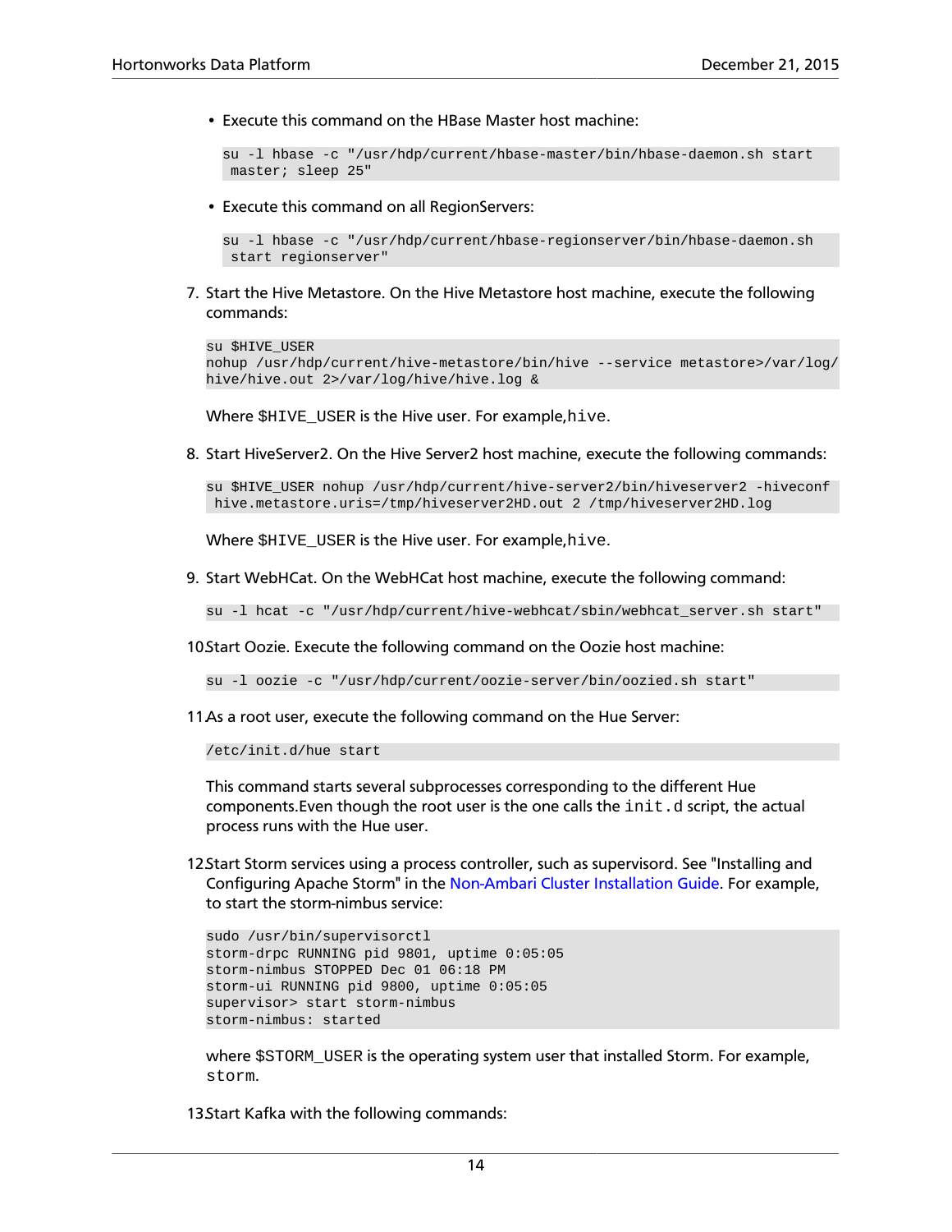- Execute this command on the HBase Master host machine:

```
su -l hbase -c "/usr/hdp/current/hbase-master/bin/hbase-daemon.sh start
 master; sleep 25"
```

- Execute this command on all RegionServers:

```
su -l hbase -c "/usr/hdp/current/hbase-regionserver/bin/hbase-daemon.sh
 start regionserver"
```

7. Start the Hive Metastore. On the Hive Metastore host machine, execute the following commands:

```
su $HIVE_USER
nohup /usr/hdp/current/hive-metastore/bin/hive --service metastore>/var/log/
hive/hive.out 2>/var/log/hive/hive.log &
```

Where $HIVE_USER is the Hive user. For example,`hive`.

8. Start HiveServer2. On the Hive Server2 host machine, execute the following commands:

```
su $HIVE_USER nohup /usr/hdp/current/hive-server2/bin/hiveserver2 -hiveconf
 hive.metastore.uris=/tmp/hiveserver2HD.out 2 /tmp/hiveserver2HD.log
```

Where $HIVE_USER is the Hive user. For example,`hive`.

9. Start WebHCat. On the WebHCat host machine, execute the following command:

```
su -l hcat -c "/usr/hdp/current/hive-webhcat/sbin/webhcat_server.sh start"
```

10. Start Oozie. Execute the following command on the Oozie host machine:

```
su -l oozie -c "/usr/hdp/current/oozie-server/bin/oozied.sh start"
```

11. As a root user, execute the following command on the Hue Server:

```
/etc/init.d/hue start
```

This command starts several subprocesses corresponding to the different Hue components.Even though the root user is the one calls the `init.d` script, the actual process runs with the Hue user.

12. Start Storm services using a process controller, such as supervisord. See "Installing and Configuring Apache Storm" in the Non-Ambari Cluster Installation Guide. For example, to start the storm-nimbus service:

```
sudo /usr/bin/supervisorctl
storm-drpc RUNNING pid 9801, uptime 0:05:05
storm-nimbus STOPPED Dec 01 06:18 PM
storm-ui RUNNING pid 9800, uptime 0:05:05
supervisor> start storm-nimbus
storm-nimbus: started
```

where $STORM_USER is the operating system user that installed Storm. For example, `storm`.

13. Start Kafka with the following commands: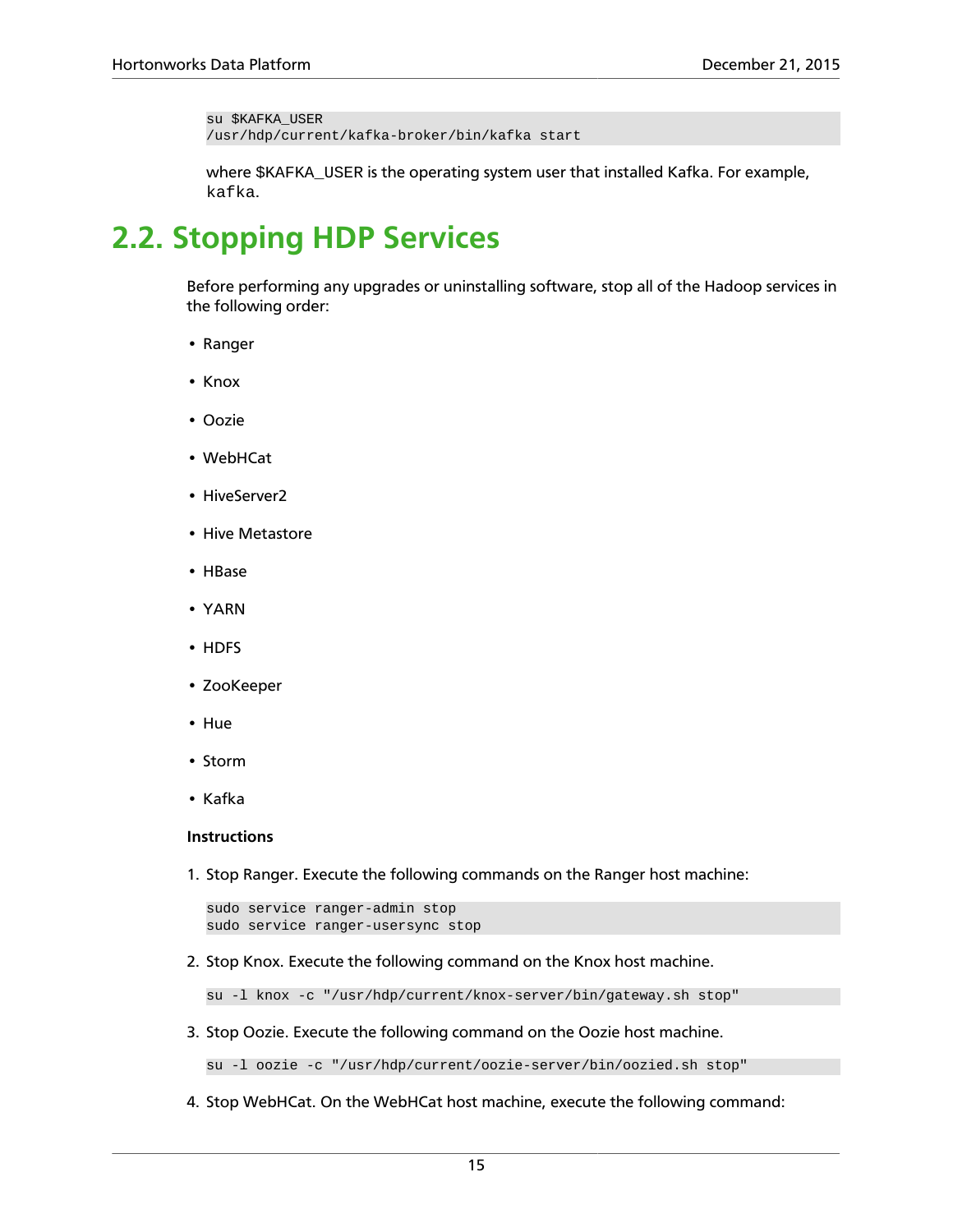```
su $KAFKA_USER
/usr/hdp/current/kafka-broker/bin/kafka start
```

where $KAFKA_USER is the operating system user that installed Kafka. For example, `kafka`.

## 2.2. Stopping HDP Services

Before performing any upgrades or uninstalling software, stop all of the Hadoop services in the following order:

- Ranger
- Knox
- Oozie
- WebHCat
- HiveServer2
- Hive Metastore
- HBase
- YARN
- HDFS
- ZooKeeper
- Hue
- Storm
- Kafka

**Instructions**

1. Stop Ranger. Execute the following commands on the Ranger host machine:

   ```
   sudo service ranger-admin stop
   sudo service ranger-usersync stop
   ```

2. Stop Knox. Execute the following command on the Knox host machine.

   ```
   su -l knox -c "/usr/hdp/current/knox-server/bin/gateway.sh stop"
   ```

3. Stop Oozie. Execute the following command on the Oozie host machine.

   ```
   su -l oozie -c "/usr/hdp/current/oozie-server/bin/oozied.sh stop"
   ```

4. Stop WebHCat. On the WebHCat host machine, execute the following command: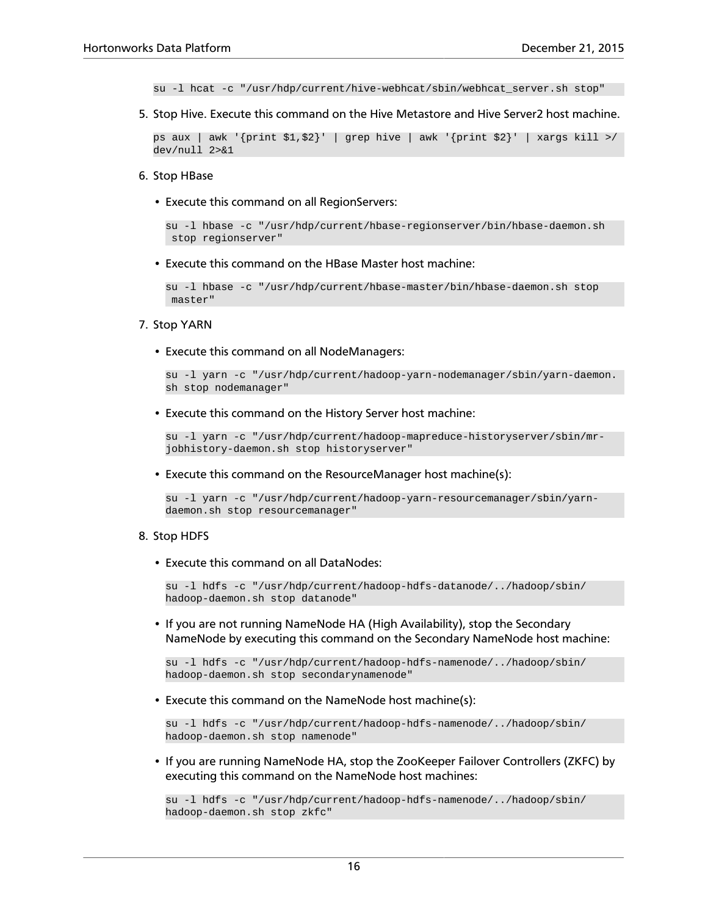```
su -l hcat -c "/usr/hdp/current/hive-webhcat/sbin/webhcat_server.sh stop"
```

5. Stop Hive. Execute this command on the Hive Metastore and Hive Server2 host machine.

   ```
   ps aux | awk '{print $1,$2}' | grep hive | awk '{print $2}' | xargs kill >/
   dev/null 2>&1
   ```

6. Stop HBase

   - Execute this command on all RegionServers:

     ```
     su -l hbase -c "/usr/hdp/current/hbase-regionserver/bin/hbase-daemon.sh
      stop regionserver"
     ```

   - Execute this command on the HBase Master host machine:

     ```
     su -l hbase -c "/usr/hdp/current/hbase-master/bin/hbase-daemon.sh stop
      master"
     ```

7. Stop YARN

   - Execute this command on all NodeManagers:

     ```
     su -l yarn -c "/usr/hdp/current/hadoop-yarn-nodemanager/sbin/yarn-daemon.
     sh stop nodemanager"
     ```

   - Execute this command on the History Server host machine:

     ```
     su -l yarn -c "/usr/hdp/current/hadoop-mapreduce-historyserver/sbin/mr-
     jobhistory-daemon.sh stop historyserver"
     ```

   - Execute this command on the ResourceManager host machine(s):

     ```
     su -l yarn -c "/usr/hdp/current/hadoop-yarn-resourcemanager/sbin/yarn-
     daemon.sh stop resourcemanager"
     ```

8. Stop HDFS

   - Execute this command on all DataNodes:

     ```
     su -l hdfs -c "/usr/hdp/current/hadoop-hdfs-datanode/../hadoop/sbin/
     hadoop-daemon.sh stop datanode"
     ```

   - If you are not running NameNode HA (High Availability), stop the Secondary NameNode by executing this command on the Secondary NameNode host machine:

     ```
     su -l hdfs -c "/usr/hdp/current/hadoop-hdfs-namenode/../hadoop/sbin/
     hadoop-daemon.sh stop secondarynamenode"
     ```

   - Execute this command on the NameNode host machine(s):

     ```
     su -l hdfs -c "/usr/hdp/current/hadoop-hdfs-namenode/../hadoop/sbin/
     hadoop-daemon.sh stop namenode"
     ```

   - If you are running NameNode HA, stop the ZooKeeper Failover Controllers (ZKFC) by executing this command on the NameNode host machines:

     ```
     su -l hdfs -c "/usr/hdp/current/hadoop-hdfs-namenode/../hadoop/sbin/
     hadoop-daemon.sh stop zkfc"
     ```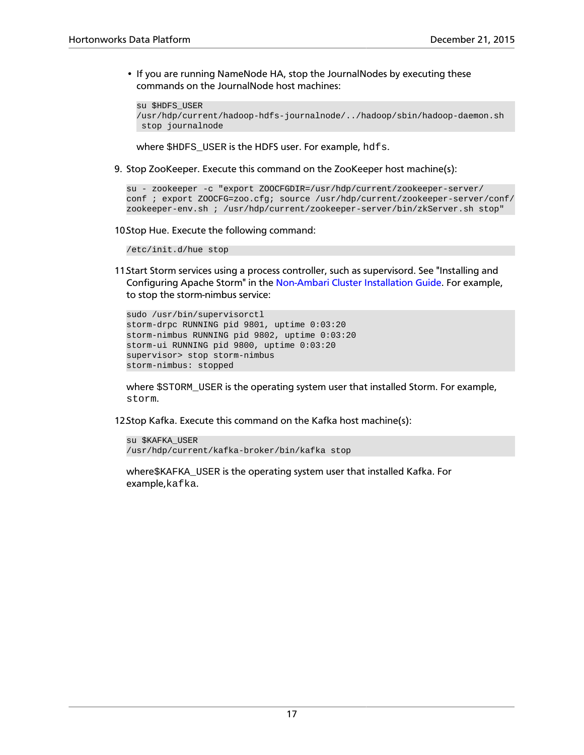- If you are running NameNode HA, stop the JournalNodes by executing these commands on the JournalNode host machines:

  ```
  su $HDFS_USER
  /usr/hdp/current/hadoop-hdfs-journalnode/../hadoop/sbin/hadoop-daemon.sh
   stop journalnode
  ```

  where $HDFS_USER is the HDFS user. For example, `hdfs`.

9. Stop ZooKeeper. Execute this command on the ZooKeeper host machine(s):

   ```
   su - zookeeper -c "export ZOOCFGDIR=/usr/hdp/current/zookeeper-server/
   conf ; export ZOOCFG=zoo.cfg; source /usr/hdp/current/zookeeper-server/conf/
   zookeeper-env.sh ; /usr/hdp/current/zookeeper-server/bin/zkServer.sh stop"
   ```

10. Stop Hue. Execute the following command:

    ```
    /etc/init.d/hue stop
    ```

11. Start Storm services using a process controller, such as supervisord. See "Installing and Configuring Apache Storm" in the Non-Ambari Cluster Installation Guide. For example, to stop the storm-nimbus service:

    ```
    sudo /usr/bin/supervisorctl
    storm-drpc RUNNING pid 9801, uptime 0:03:20
    storm-nimbus RUNNING pid 9802, uptime 0:03:20
    storm-ui RUNNING pid 9800, uptime 0:03:20
    supervisor> stop storm-nimbus
    storm-nimbus: stopped
    ```

    where $STORM_USER is the operating system user that installed Storm. For example, `storm`.

12. Stop Kafka. Execute this command on the Kafka host machine(s):

    ```
    su $KAFKA_USER
    /usr/hdp/current/kafka-broker/bin/kafka stop
    ```

    where$KAFKA_USER is the operating system user that installed Kafka. For example,`kafka`.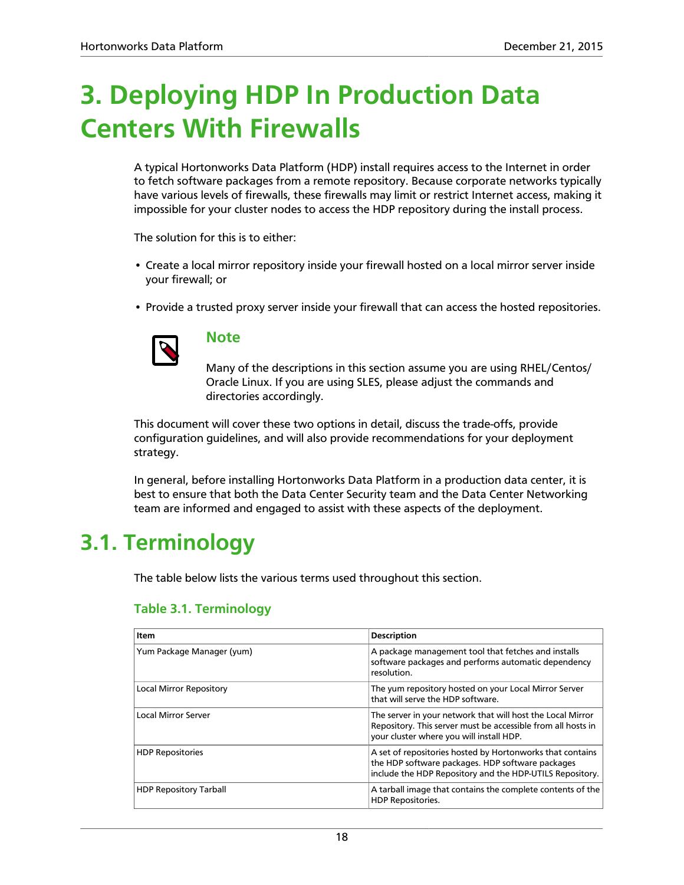# 3. Deploying HDP In Production Data Centers With Firewalls

A typical Hortonworks Data Platform (HDP) install requires access to the Internet in order to fetch software packages from a remote repository. Because corporate networks typically have various levels of firewalls, these firewalls may limit or restrict Internet access, making it impossible for your cluster nodes to access the HDP repository during the install process.

The solution for this is to either:

- Create a local mirror repository inside your firewall hosted on a local mirror server inside your firewall; or
- Provide a trusted proxy server inside your firewall that can access the hosted repositories.

> **Note**
>
> Many of the descriptions in this section assume you are using RHEL/Centos/Oracle Linux. If you are using SLES, please adjust the commands and directories accordingly.

This document will cover these two options in detail, discuss the trade-offs, provide configuration guidelines, and will also provide recommendations for your deployment strategy.

In general, before installing Hortonworks Data Platform in a production data center, it is best to ensure that both the Data Center Security team and the Data Center Networking team are informed and engaged to assist with these aspects of the deployment.

## 3.1. Terminology

The table below lists the various terms used throughout this section.

### Table 3.1. Terminology

| Item | Description |
| --- | --- |
| Yum Package Manager (yum) | A package management tool that fetches and installs software packages and performs automatic dependency resolution. |
| Local Mirror Repository | The yum repository hosted on your Local Mirror Server that will serve the HDP software. |
| Local Mirror Server | The server in your network that will host the Local Mirror Repository. This server must be accessible from all hosts in your cluster where you will install HDP. |
| HDP Repositories | A set of repositories hosted by Hortonworks that contains the HDP software packages. HDP software packages include the HDP Repository and the HDP-UTILS Repository. |
| HDP Repository Tarball | A tarball image that contains the complete contents of the HDP Repositories. |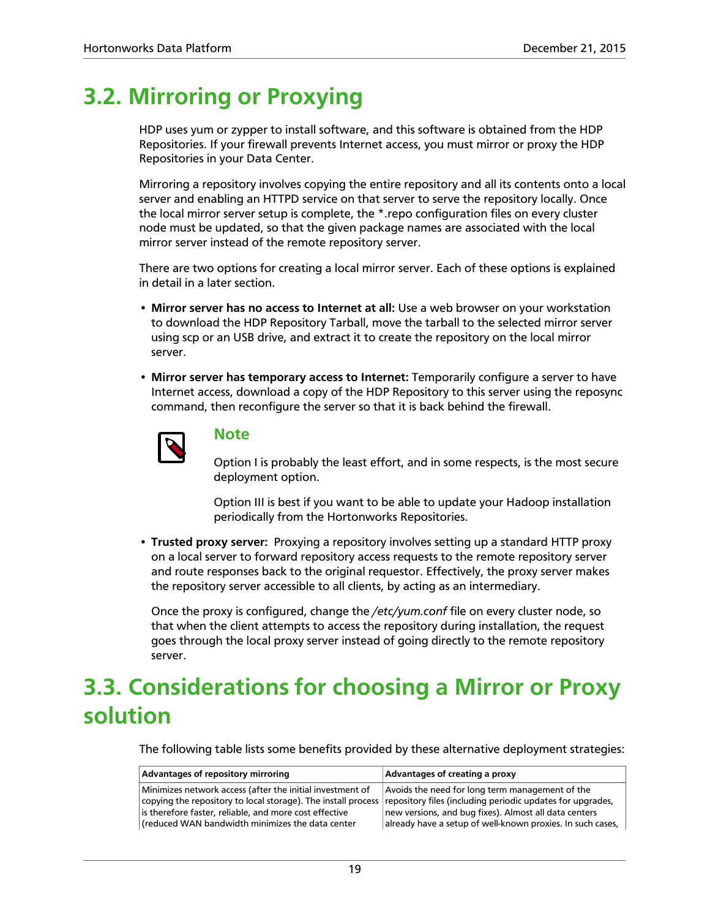## 3.2. Mirroring or Proxying

HDP uses yum or zypper to install software, and this software is obtained from the HDP Repositories. If your firewall prevents Internet access, you must mirror or proxy the HDP Repositories in your Data Center.

Mirroring a repository involves copying the entire repository and all its contents onto a local server and enabling an HTTPD service on that server to serve the repository locally. Once the local mirror server setup is complete, the *.repo configuration files on every cluster node must be updated, so that the given package names are associated with the local mirror server instead of the remote repository server.

There are two options for creating a local mirror server. Each of these options is explained in detail in a later section.

- **Mirror server has no access to Internet at all:** Use a web browser on your workstation to download the HDP Repository Tarball, move the tarball to the selected mirror server using scp or an USB drive, and extract it to create the repository on the local mirror server.
- **Mirror server has temporary access to Internet:** Temporarily configure a server to have Internet access, download a copy of the HDP Repository to this server using the reposync command, then reconfigure the server so that it is back behind the firewall.

> **Note**
>
> Option I is probably the least effort, and in some respects, is the most secure deployment option.
>
> Option III is best if you want to be able to update your Hadoop installation periodically from the Hortonworks Repositories.

- **Trusted proxy server:** Proxying a repository involves setting up a standard HTTP proxy on a local server to forward repository access requests to the remote repository server and route responses back to the original requestor. Effectively, the proxy server makes the repository server accessible to all clients, by acting as an intermediary.

  Once the proxy is configured, change the */etc/yum.conf* file on every cluster node, so that when the client attempts to access the repository during installation, the request goes through the local proxy server instead of going directly to the remote repository server.

## 3.3. Considerations for choosing a Mirror or Proxy solution

The following table lists some benefits provided by these alternative deployment strategies:

| Advantages of repository mirroring | Advantages of creating a proxy |
|---|---|
| Minimizes network access (after the initial investment of copying the repository to local storage). The install process is therefore faster, reliable, and more cost effective (reduced WAN bandwidth minimizes the data center | Avoids the need for long term management of the repository files (including periodic updates for upgrades, new versions, and bug fixes). Almost all data centers already have a setup of well-known proxies. In such cases, |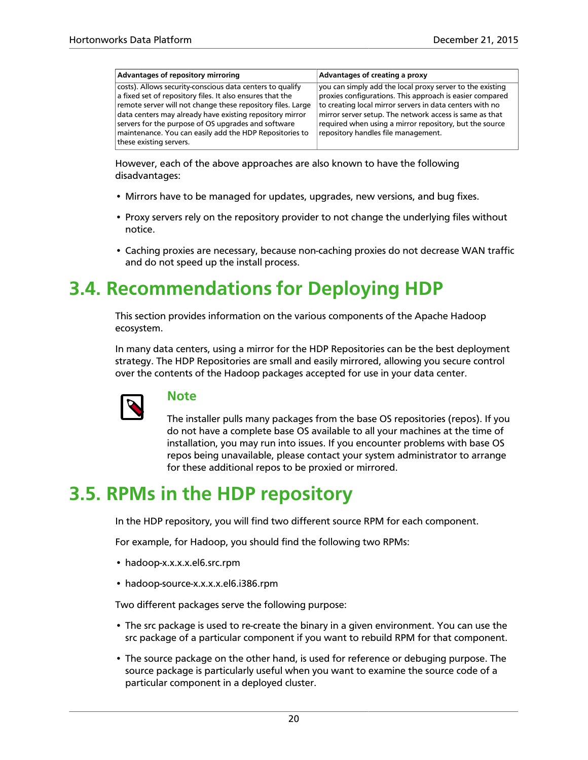| Advantages of repository mirroring | Advantages of creating a proxy |
| --- | --- |
| costs). Allows security-conscious data centers to qualify a fixed set of repository files. It also ensures that the remote server will not change these repository files. Large data centers may already have existing repository mirror servers for the purpose of OS upgrades and software maintenance. You can easily add the HDP Repositories to these existing servers. | you can simply add the local proxy server to the existing proxies configurations. This approach is easier compared to creating local mirror servers in data centers with no mirror server setup. The network access is same as that required when using a mirror repository, but the source repository handles file management. |

However, each of the above approaches are also known to have the following disadvantages:

- Mirrors have to be managed for updates, upgrades, new versions, and bug fixes.
- Proxy servers rely on the repository provider to not change the underlying files without notice.
- Caching proxies are necessary, because non-caching proxies do not decrease WAN traffic and do not speed up the install process.

# 3.4. Recommendations for Deploying HDP

This section provides information on the various components of the Apache Hadoop ecosystem.

In many data centers, using a mirror for the HDP Repositories can be the best deployment strategy. The HDP Repositories are small and easily mirrored, allowing you secure control over the contents of the Hadoop packages accepted for use in your data center.

**Note**

The installer pulls many packages from the base OS repositories (repos). If you do not have a complete base OS available to all your machines at the time of installation, you may run into issues. If you encounter problems with base OS repos being unavailable, please contact your system administrator to arrange for these additional repos to be proxied or mirrored.

# 3.5. RPMs in the HDP repository

In the HDP repository, you will find two different source RPM for each component.

For example, for Hadoop, you should find the following two RPMs:

- hadoop-x.x.x.x.el6.src.rpm
- hadoop-source-x.x.x.x.el6.i386.rpm

Two different packages serve the following purpose:

- The src package is used to re-create the binary in a given environment. You can use the src package of a particular component if you want to rebuild RPM for that component.
- The source package on the other hand, is used for reference or debuging purpose. The source package is particularly useful when you want to examine the source code of a particular component in a deployed cluster.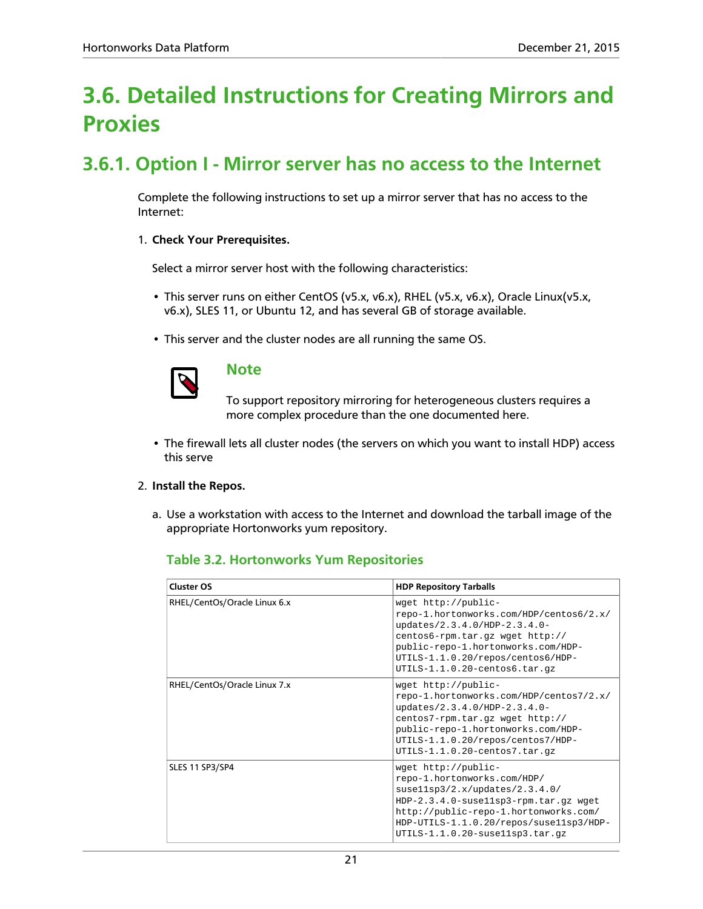# 3.6. Detailed Instructions for Creating Mirrors and Proxies

## 3.6.1. Option I - Mirror server has no access to the Internet

Complete the following instructions to set up a mirror server that has no access to the Internet:

1. **Check Your Prerequisites.**

   Select a mirror server host with the following characteristics:

   - This server runs on either CentOS (v5.x, v6.x), RHEL (v5.x, v6.x), Oracle Linux(v5.x, v6.x), SLES 11, or Ubuntu 12, and has several GB of storage available.
   - This server and the cluster nodes are all running the same OS.

   > **Note**
   >
   > To support repository mirroring for heterogeneous clusters requires a more complex procedure than the one documented here.

   - The firewall lets all cluster nodes (the servers on which you want to install HDP) access this serve

2. **Install the Repos.**

   a. Use a workstation with access to the Internet and download the tarball image of the appropriate Hortonworks yum repository.

   **Table 3.2. Hortonworks Yum Repositories**

   | Cluster OS | HDP Repository Tarballs |
   |---|---|
   | RHEL/CentOs/Oracle Linux 6.x | `wget http://public-repo-1.hortonworks.com/HDP/centos6/2.x/updates/2.3.4.0/HDP-2.3.4.0-centos6-rpm.tar.gz wget http://public-repo-1.hortonworks.com/HDP-UTILS-1.1.0.20/repos/centos6/HDP-UTILS-1.1.0.20-centos6.tar.gz` |
   | RHEL/CentOs/Oracle Linux 7.x | `wget http://public-repo-1.hortonworks.com/HDP/centos7/2.x/updates/2.3.4.0/HDP-2.3.4.0-centos7-rpm.tar.gz wget http://public-repo-1.hortonworks.com/HDP-UTILS-1.1.0.20/repos/centos7/HDP-UTILS-1.1.0.20-centos7.tar.gz` |
   | SLES 11 SP3/SP4 | `wget http://public-repo-1.hortonworks.com/HDP/suse11sp3/2.x/updates/2.3.4.0/HDP-2.3.4.0-suse11sp3-rpm.tar.gz wget http://public-repo-1.hortonworks.com/HDP-UTILS-1.1.0.20/repos/suse11sp3/HDP-UTILS-1.1.0.20-suse11sp3.tar.gz` |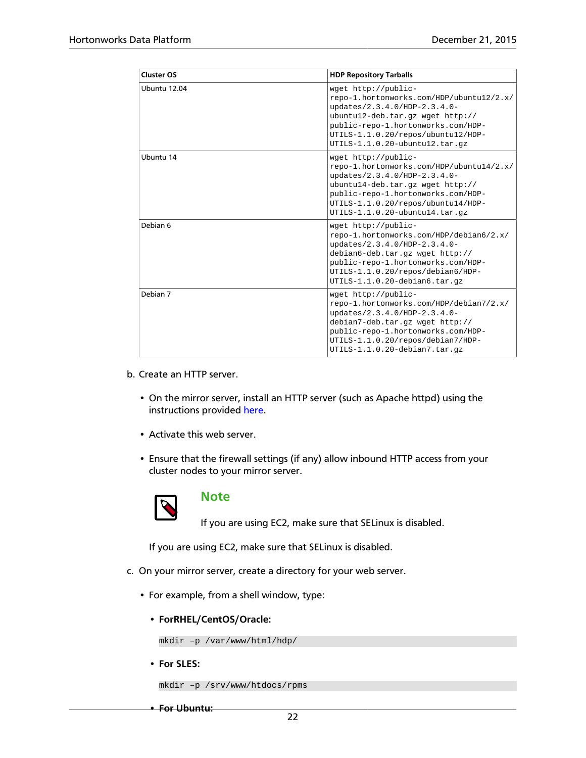| Cluster OS | HDP Repository Tarballs |
|---|---|
| Ubuntu 12.04 | `wget http://public-repo-1.hortonworks.com/HDP/ubuntu12/2.x/updates/2.3.4.0/HDP-2.3.4.0-ubuntu12-deb.tar.gz wget http://public-repo-1.hortonworks.com/HDP-UTILS-1.1.0.20/repos/ubuntu12/HDP-UTILS-1.1.0.20-ubuntu12.tar.gz` |
| Ubuntu 14 | `wget http://public-repo-1.hortonworks.com/HDP/ubuntu14/2.x/updates/2.3.4.0/HDP-2.3.4.0-ubuntu14-deb.tar.gz http://public-repo-1.hortonworks.com/HDP-UTILS-1.1.0.20/repos/ubuntu14/HDP-UTILS-1.1.0.20-ubuntu14.tar.gz` |
| Debian 6 | `wget http://public-repo-1.hortonworks.com/HDP/debian6/2.x/updates/2.3.4.0/HDP-2.3.4.0-debian6-deb.tar.gz wget http://public-repo-1.hortonworks.com/HDP-UTILS-1.1.0.20/repos/debian6/HDP-UTILS-1.1.0.20-debian6.tar.gz` |
| Debian 7 | `wget http://public-repo-1.hortonworks.com/HDP/debian7/2.x/updates/2.3.4.0/HDP-2.3.4.0-debian7-deb.tar.gz wget http://public-repo-1.hortonworks.com/HDP-UTILS-1.1.0.20/repos/debian7/HDP-UTILS-1.1.0.20-debian7.tar.gz` |

b. Create an HTTP server.

- On the mirror server, install an HTTP server (such as Apache httpd) using the instructions provided here.
- Activate this web server.
- Ensure that the firewall settings (if any) allow inbound HTTP access from your cluster nodes to your mirror server.

> **Note**
>
> If you are using EC2, make sure that SELinux is disabled.

If you are using EC2, make sure that SELinux is disabled.

c. On your mirror server, create a directory for your web server.

- For example, from a shell window, type:
  - **ForRHEL/CentOS/Oracle:**

    ```
    mkdir –p /var/www/html/hdp/
    ```

  - **For SLES:**

    ```
    mkdir –p /srv/www/htdocs/rpms
    ```

  - **For Ubuntu:**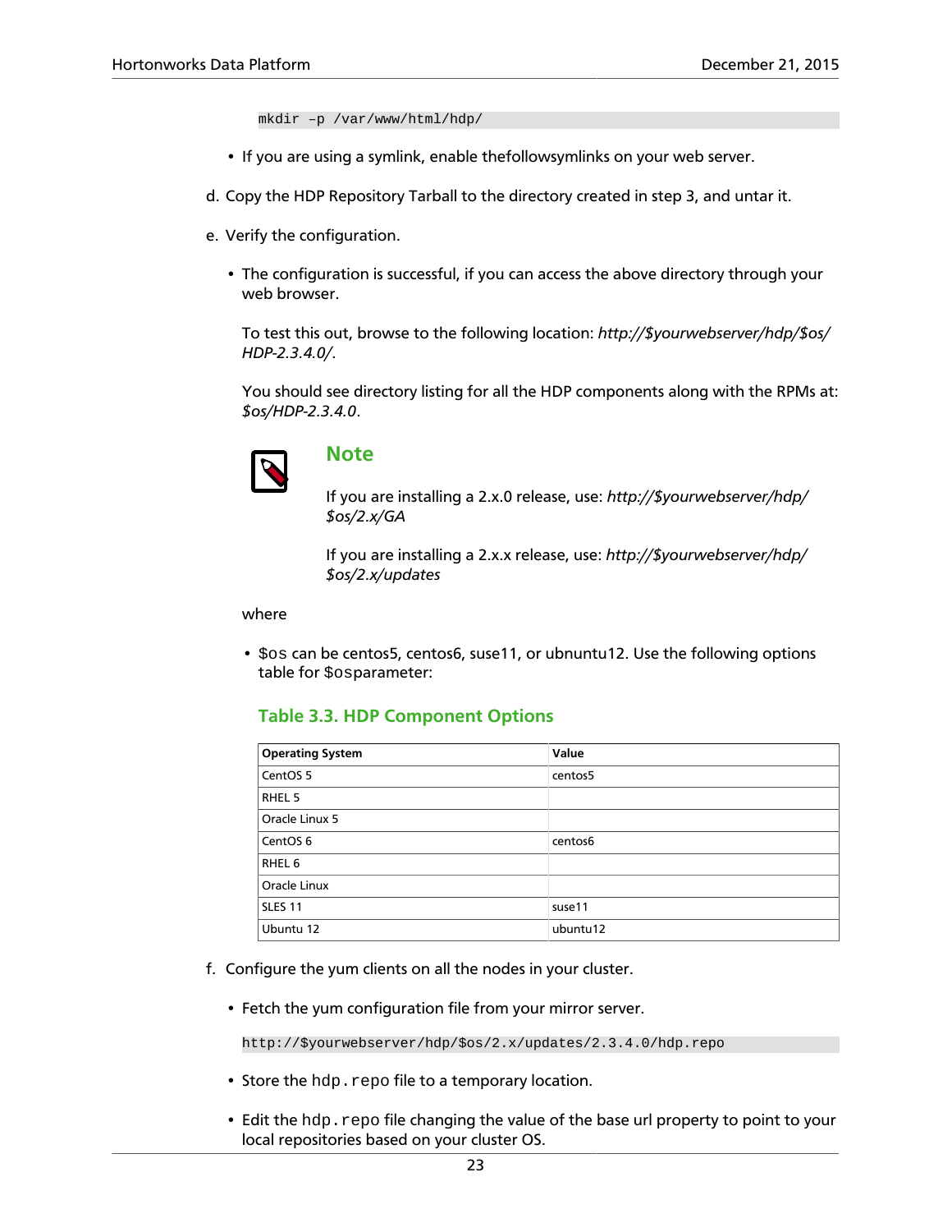```
mkdir –p /var/www/html/hdp/
```

- If you are using a symlink, enable thefollowsymlinks on your web server.

d. Copy the HDP Repository Tarball to the directory created in step 3, and untar it.

e. Verify the configuration.

- The configuration is successful, if you can access the above directory through your web browser.

  To test this out, browse to the following location: *http://$yourwebserver/hdp/$os/HDP-2.3.4.0/*.

  You should see directory listing for all the HDP components along with the RPMs at: *$os/HDP-2.3.4.0*.

### Note

If you are installing a 2.x.0 release, use: *http://$yourwebserver/hdp/$os/2.x/GA*

If you are installing a 2.x.x release, use: *http://$yourwebserver/hdp/$os/2.x/updates*

where

- `$os` can be centos5, centos6, suse11, or ubnuntu12. Use the following options table for `$os`parameter:

**Table 3.3. HDP Component Options**

| Operating System | Value |
|---|---|
| CentOS 5 | centos5 |
| RHEL 5 | |
| Oracle Linux 5 | |
| CentOS 6 | centos6 |
| RHEL 6 | |
| Oracle Linux | |
| SLES 11 | suse11 |
| Ubuntu 12 | ubuntu12 |

f. Configure the yum clients on all the nodes in your cluster.

- Fetch the yum configuration file from your mirror server.

```
http://$yourwebserver/hdp/$os/2.x/updates/2.3.4.0/hdp.repo
```

- Store the `hdp.repo` file to a temporary location.
- Edit the `hdp.repo` file changing the value of the base url property to point to your local repositories based on your cluster OS.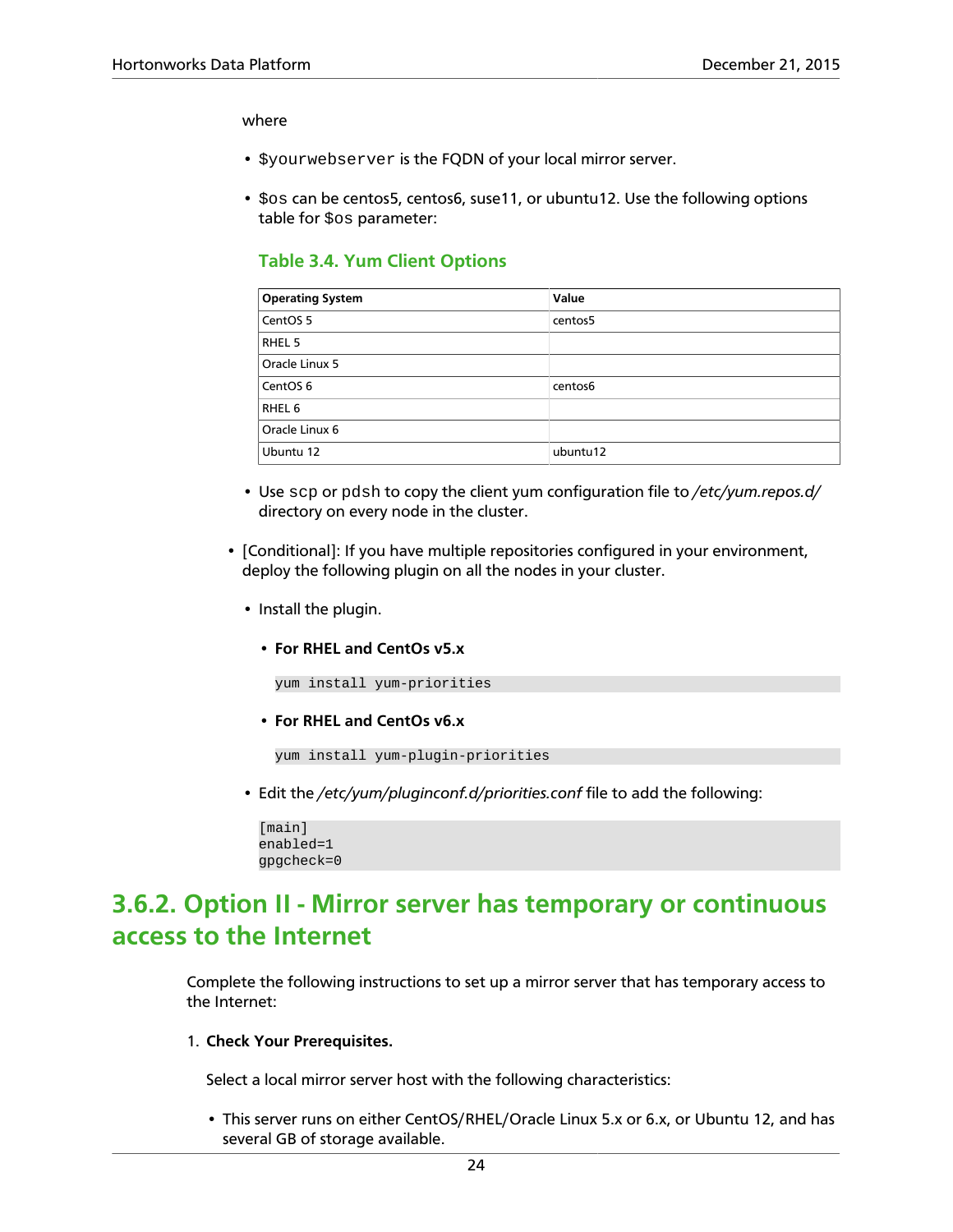where

- `$yourwebserver` is the FQDN of your local mirror server.
- `$os` can be centos5, centos6, suse11, or ubuntu12. Use the following options table for `$os` parameter:

  **Table 3.4. Yum Client Options**

  | Operating System | Value |
  | --- | --- |
  | CentOS 5 | centos5 |
  | RHEL 5 | |
  | Oracle Linux 5 | |
  | CentOS 6 | centos6 |
  | RHEL 6 | |
  | Oracle Linux 6 | |
  | Ubuntu 12 | ubuntu12 |

- Use `scp` or `pdsh` to copy the client yum configuration file to */etc/yum.repos.d/* directory on every node in the cluster.

- [Conditional]: If you have multiple repositories configured in your environment, deploy the following plugin on all the nodes in your cluster.
  - Install the plugin.
    - **For RHEL and CentOs v5.x**

      ```
      yum install yum-priorities
      ```

    - **For RHEL and CentOs v6.x**

      ```
      yum install yum-plugin-priorities
      ```

  - Edit the */etc/yum/pluginconf.d/priorities.conf* file to add the following:

    ```
    [main]
    enabled=1
    gpgcheck=0
    ```

## 3.6.2. Option II - Mirror server has temporary or continuous access to the Internet

Complete the following instructions to set up a mirror server that has temporary access to the Internet:

1. **Check Your Prerequisites.**

   Select a local mirror server host with the following characteristics:

   - This server runs on either CentOS/RHEL/Oracle Linux 5.x or 6.x, or Ubuntu 12, and has several GB of storage available.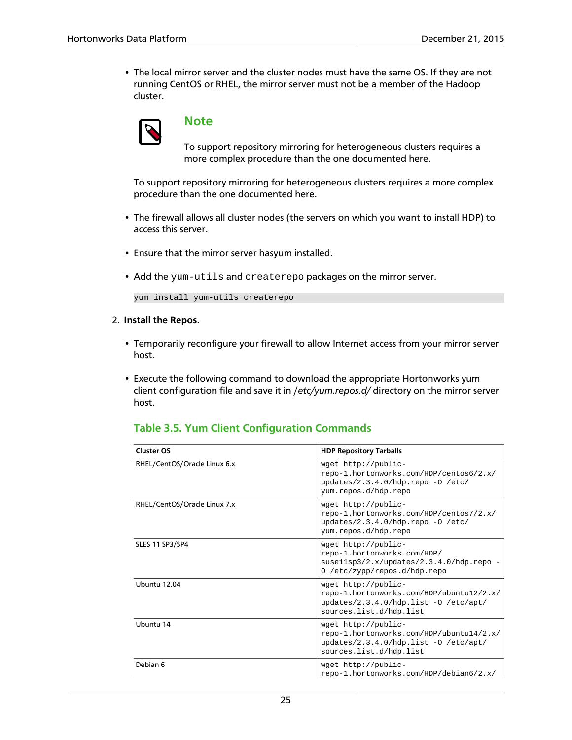- The local mirror server and the cluster nodes must have the same OS. If they are not running CentOS or RHEL, the mirror server must not be a member of the Hadoop cluster.

> **Note**
>
> To support repository mirroring for heterogeneous clusters requires a more complex procedure than the one documented here.

  To support repository mirroring for heterogeneous clusters requires a more complex procedure than the one documented here.

- The firewall allows all cluster nodes (the servers on which you want to install HDP) to access this server.

- Ensure that the mirror server hasyum installed.

- Add the `yum-utils` and `createrepo` packages on the mirror server.

```
yum install yum-utils createrepo
```

2. **Install the Repos.**

- Temporarily reconfigure your firewall to allow Internet access from your mirror server host.

- Execute the following command to download the appropriate Hortonworks yum client configuration file and save it in */etc/yum.repos.d/* directory on the mirror server host.

### Table 3.5. Yum Client Configuration Commands

| Cluster OS | HDP Repository Tarballs |
|---|---|
| RHEL/CentOS/Oracle Linux 6.x | `wget http://public-repo-1.hortonworks.com/HDP/centos6/2.x/updates/2.3.4.0/hdp.repo -O /etc/yum.repos.d/hdp.repo` |
| RHEL/CentOS/Oracle Linux 7.x | `wget http://public-repo-1.hortonworks.com/HDP/centos7/2.x/updates/2.3.4.0/hdp.repo -O /etc/yum.repos.d/hdp.repo` |
| SLES 11 SP3/SP4 | `wget http://public-repo-1.hortonworks.com/HDP/suse11sp3/2.x/updates/2.3.4.0/hdp.repo -O /etc/zypp/repos.d/hdp.repo` |
| Ubuntu 12.04 | `wget http://public-repo-1.hortonworks.com/HDP/ubuntu12/2.x/updates/2.3.4.0/hdp.list -O /etc/apt/sources.list.d/hdp.list` |
| Ubuntu 14 | `wget http://public-repo-1.hortonworks.com/HDP/ubuntu14/2.x/updates/2.3.4.0/hdp.list -O /etc/apt/sources.list.d/hdp.list` |
| Debian 6 | `wget http://public-repo-1.hortonworks.com/HDP/debian6/2.x/` |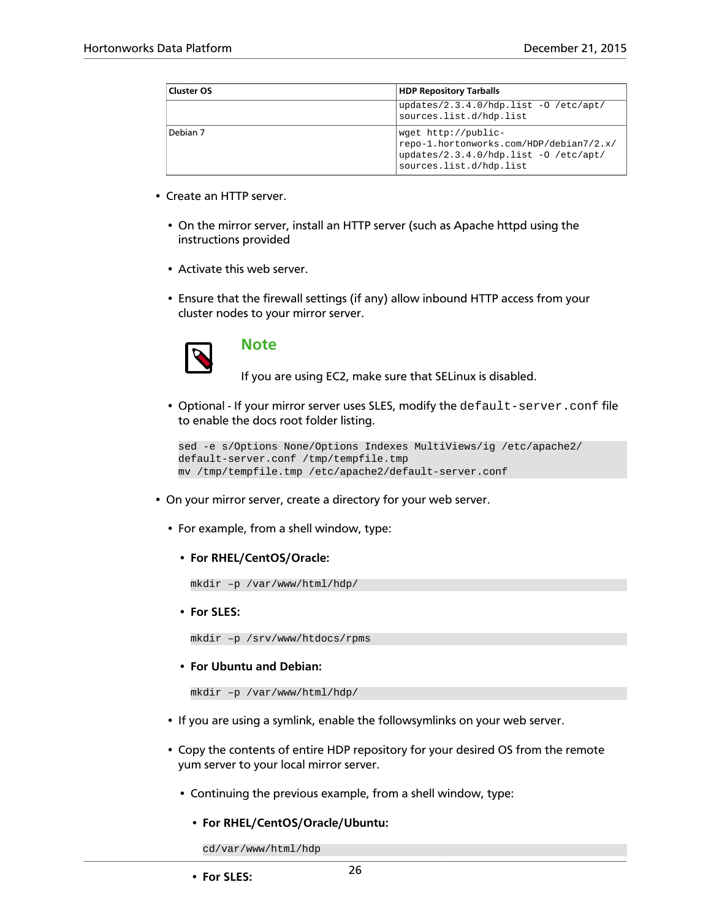| Cluster OS | HDP Repository Tarballs |
|---|---|
| | updates/2.3.4.0/hdp.list -O /etc/apt/sources.list.d/hdp.list |
| Debian 7 | wget http://public-repo-1.hortonworks.com/HDP/debian7/2.x/updates/2.3.4.0/hdp.list -O /etc/apt/sources.list.d/hdp.list |

- Create an HTTP server.
  - On the mirror server, install an HTTP server (such as Apache httpd using the instructions provided
  - Activate this web server.
  - Ensure that the firewall settings (if any) allow inbound HTTP access from your cluster nodes to your mirror server.

    > **Note**
    >
    > If you are using EC2, make sure that SELinux is disabled.

  - Optional - If your mirror server uses SLES, modify the `default-server.conf` file to enable the docs root folder listing.

    ```
    sed -e s/Options None/Options Indexes MultiViews/ig /etc/apache2/
    default-server.conf /tmp/tempfile.tmp
    mv /tmp/tempfile.tmp /etc/apache2/default-server.conf
    ```

- On your mirror server, create a directory for your web server.
  - For example, from a shell window, type:
    - **For RHEL/CentOS/Oracle:**

      ```
      mkdir –p /var/www/html/hdp/
      ```

    - **For SLES:**

      ```
      mkdir –p /srv/www/htdocs/rpms
      ```

    - **For Ubuntu and Debian:**

      ```
      mkdir –p /var/www/html/hdp/
      ```

  - If you are using a symlink, enable the followsymlinks on your web server.
  - Copy the contents of entire HDP repository for your desired OS from the remote yum server to your local mirror server.
    - Continuing the previous example, from a shell window, type:
      - **For RHEL/CentOS/Oracle/Ubuntu:**

        ```
        cd/var/www/html/hdp
        ```

      - **For SLES:**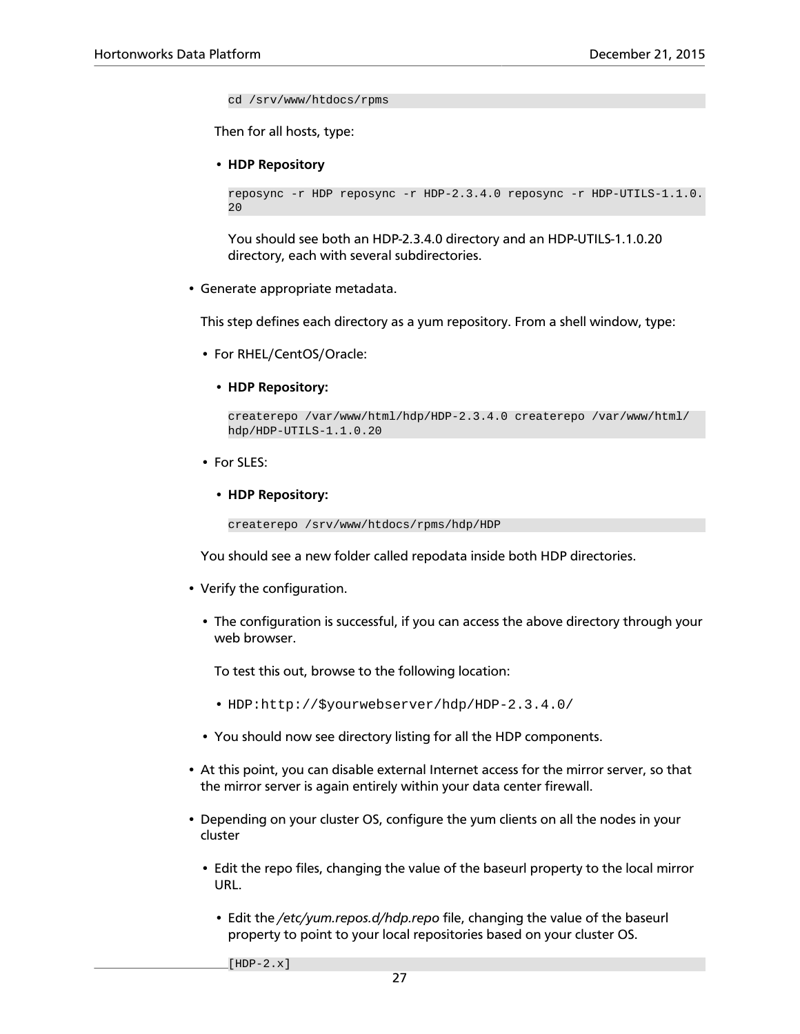```
cd /srv/www/htdocs/rpms
```

Then for all hosts, type:

- **HDP Repository**

  ```
  reposync -r HDP reposync -r HDP-2.3.4.0 reposync -r HDP-UTILS-1.1.0.
  20
  ```

  You should see both an HDP-2.3.4.0 directory and an HDP-UTILS-1.1.0.20 directory, each with several subdirectories.

- Generate appropriate metadata.

  This step defines each directory as a yum repository. From a shell window, type:

  - For RHEL/CentOS/Oracle:

    - **HDP Repository:**

      ```
      createrepo /var/www/html/hdp/HDP-2.3.4.0 createrepo /var/www/html/
      hdp/HDP-UTILS-1.1.0.20
      ```

  - For SLES:

    - **HDP Repository:**

      ```
      createrepo /srv/www/htdocs/rpms/hdp/HDP
      ```

  You should see a new folder called repodata inside both HDP directories.

- Verify the configuration.

  - The configuration is successful, if you can access the above directory through your web browser.

    To test this out, browse to the following location:

    - HDP:`http://$yourwebserver/hdp/HDP-2.3.4.0/`

  - You should now see directory listing for all the HDP components.

- At this point, you can disable external Internet access for the mirror server, so that the mirror server is again entirely within your data center firewall.

- Depending on your cluster OS, configure the yum clients on all the nodes in your cluster

  - Edit the repo files, changing the value of the baseurl property to the local mirror URL.

    - Edit the */etc/yum.repos.d/hdp.repo* file, changing the value of the baseurl property to point to your local repositories based on your cluster OS.

      ```
      [HDP-2.x]
      ```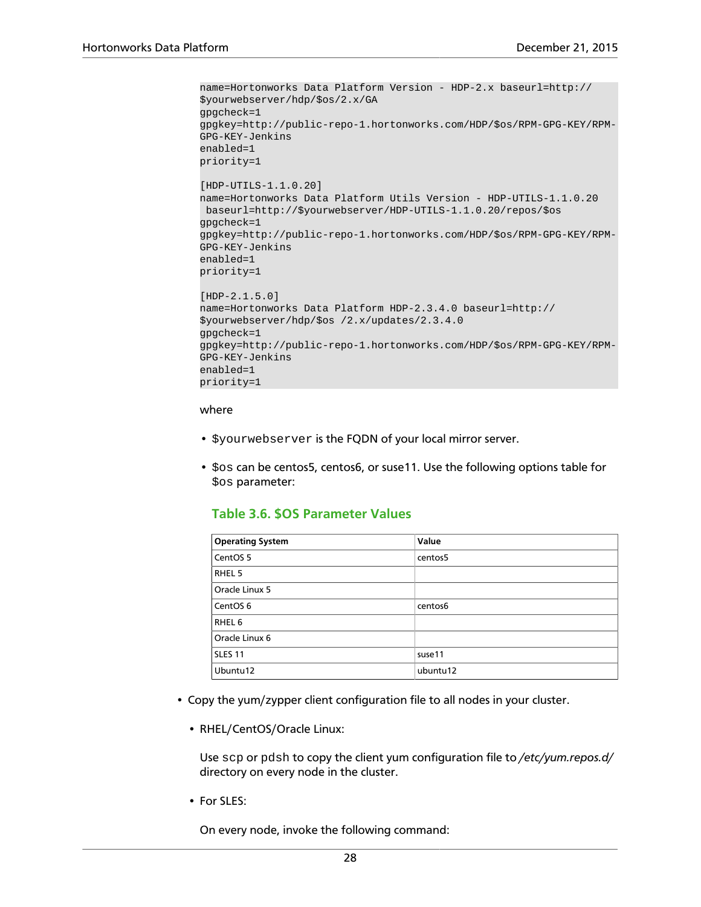```
name=Hortonworks Data Platform Version - HDP-2.x baseurl=http://
$yourwebserver/hdp/$os/2.x/GA
gpgcheck=1
gpgkey=http://public-repo-1.hortonworks.com/HDP/$os/RPM-GPG-KEY/RPM-
GPG-KEY-Jenkins
enabled=1
priority=1

[HDP-UTILS-1.1.0.20]
name=Hortonworks Data Platform Utils Version - HDP-UTILS-1.1.0.20
 baseurl=http://$yourwebserver/HDP-UTILS-1.1.0.20/repos/$os
gpgcheck=1
gpgkey=http://public-repo-1.hortonworks.com/HDP/$os/RPM-GPG-KEY/RPM-
GPG-KEY-Jenkins
enabled=1
priority=1

[HDP-2.1.5.0]
name=Hortonworks Data Platform HDP-2.3.4.0 baseurl=http://
$yourwebserver/hdp/$os /2.x/updates/2.3.4.0
gpgcheck=1
gpgkey=http://public-repo-1.hortonworks.com/HDP/$os/RPM-GPG-KEY/RPM-
GPG-KEY-Jenkins
enabled=1
priority=1
```

where

- `$yourwebserver` is the FQDN of your local mirror server.
- `$os` can be centos5, centos6, or suse11. Use the following options table for `$os` parameter:

### Table 3.6. $OS Parameter Values

| Operating System | Value |
|---|---|
| CentOS 5 | centos5 |
| RHEL 5 | |
| Oracle Linux 5 | |
| CentOS 6 | centos6 |
| RHEL 6 | |
| Oracle Linux 6 | |
| SLES 11 | suse11 |
| Ubuntu12 | ubuntu12 |

- Copy the yum/zypper client configuration file to all nodes in your cluster.
  - RHEL/CentOS/Oracle Linux:

    Use `scp` or `pdsh` to copy the client yum configuration file to */etc/yum.repos.d/* directory on every node in the cluster.

  - For SLES:

    On every node, invoke the following command: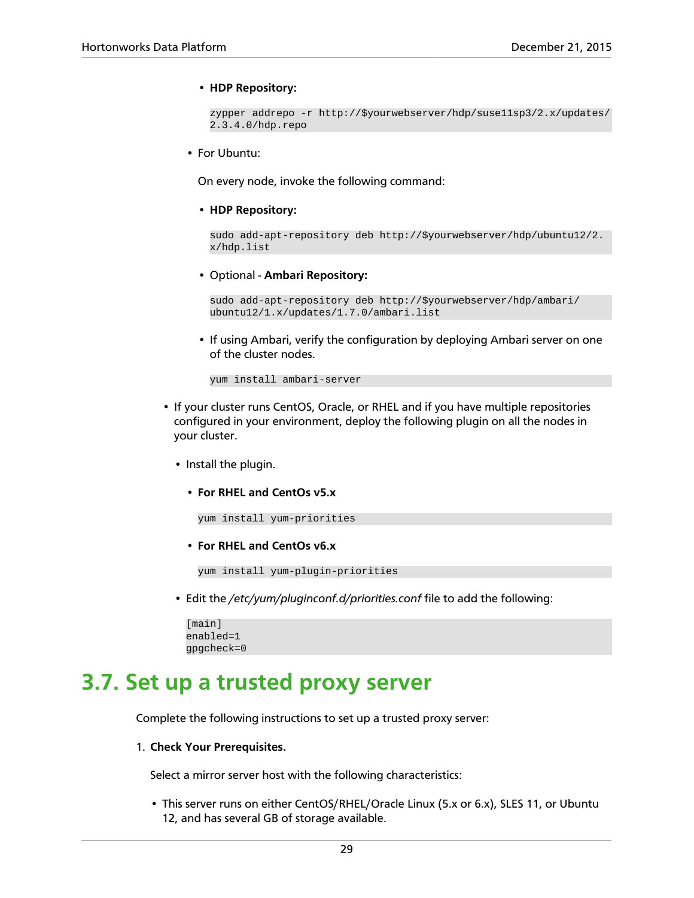- **HDP Repository:**

  ```
  zypper addrepo -r http://$yourwebserver/hdp/suse11sp3/2.x/updates/
  2.3.4.0/hdp.repo
  ```

- For Ubuntu:

  On every node, invoke the following command:

  - **HDP Repository:**

    ```
    sudo add-apt-repository deb http://$yourwebserver/hdp/ubuntu12/2.
    x/hdp.list
    ```

  - Optional - **Ambari Repository:**

    ```
    sudo add-apt-repository deb http://$yourwebserver/hdp/ambari/
    ubuntu12/1.x/updates/1.7.0/ambari.list
    ```

  - If using Ambari, verify the configuration by deploying Ambari server on one of the cluster nodes.

    ```
    yum install ambari-server
    ```

- If your cluster runs CentOS, Oracle, or RHEL and if you have multiple repositories configured in your environment, deploy the following plugin on all the nodes in your cluster.

  - Install the plugin.

    - **For RHEL and CentOs v5.x**

      ```
      yum install yum-priorities
      ```

    - **For RHEL and CentOs v6.x**

      ```
      yum install yum-plugin-priorities
      ```

  - Edit the */etc/yum/pluginconf.d/priorities.conf* file to add the following:

    ```
    [main]
    enabled=1
    gpgcheck=0
    ```

## 3.7. Set up a trusted proxy server

Complete the following instructions to set up a trusted proxy server:

1. **Check Your Prerequisites.**

   Select a mirror server host with the following characteristics:

   - This server runs on either CentOS/RHEL/Oracle Linux (5.x or 6.x), SLES 11, or Ubuntu 12, and has several GB of storage available.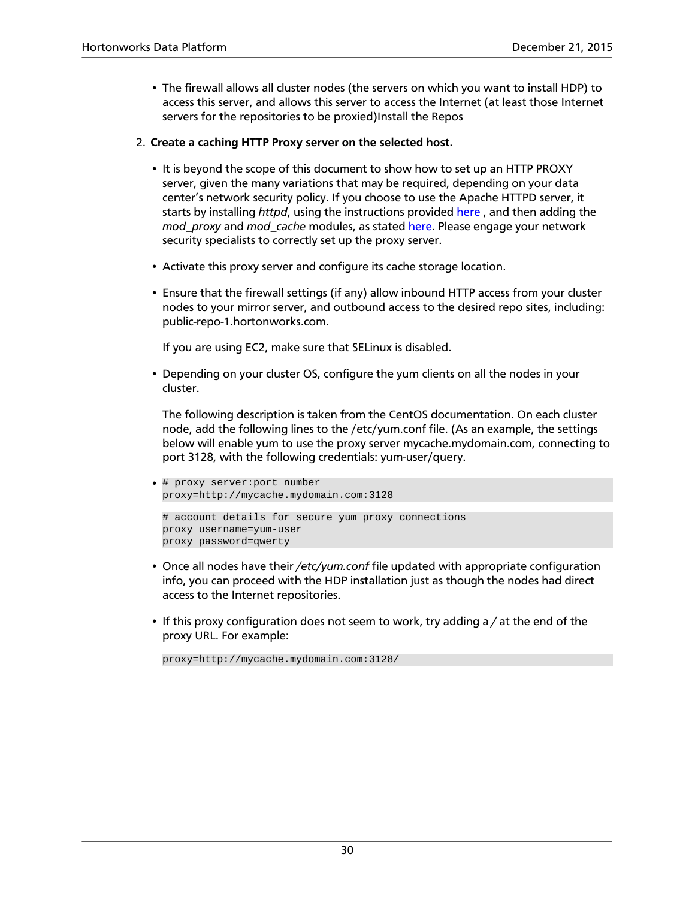- The firewall allows all cluster nodes (the servers on which you want to install HDP) to access this server, and allows this server to access the Internet (at least those Internet servers for the repositories to be proxied)Install the Repos

2. **Create a caching HTTP Proxy server on the selected host.**

   - It is beyond the scope of this document to show how to set up an HTTP PROXY server, given the many variations that may be required, depending on your data center's network security policy. If you choose to use the Apache HTTPD server, it starts by installing *httpd*, using the instructions provided here , and then adding the *mod_proxy* and *mod_cache* modules, as stated here. Please engage your network security specialists to correctly set up the proxy server.

   - Activate this proxy server and configure its cache storage location.

   - Ensure that the firewall settings (if any) allow inbound HTTP access from your cluster nodes to your mirror server, and outbound access to the desired repo sites, including: public-repo-1.hortonworks.com.

     If you are using EC2, make sure that SELinux is disabled.

   - Depending on your cluster OS, configure the yum clients on all the nodes in your cluster.

     The following description is taken from the CentOS documentation. On each cluster node, add the following lines to the /etc/yum.conf file. (As an example, the settings below will enable yum to use the proxy server mycache.mydomain.com, connecting to port 3128, with the following credentials: yum-user/query.

   - ```
     # proxy server:port number
     proxy=http://mycache.mydomain.com:3128
     ```

     ```
     # account details for secure yum proxy connections
     proxy_username=yum-user
     proxy_password=qwerty
     ```

   - Once all nodes have their */etc/yum.conf* file updated with appropriate configuration info, you can proceed with the HDP installation just as though the nodes had direct access to the Internet repositories.

   - If this proxy configuration does not seem to work, try adding a */* at the end of the proxy URL. For example:

     ```
     proxy=http://mycache.mydomain.com:3128/
     ```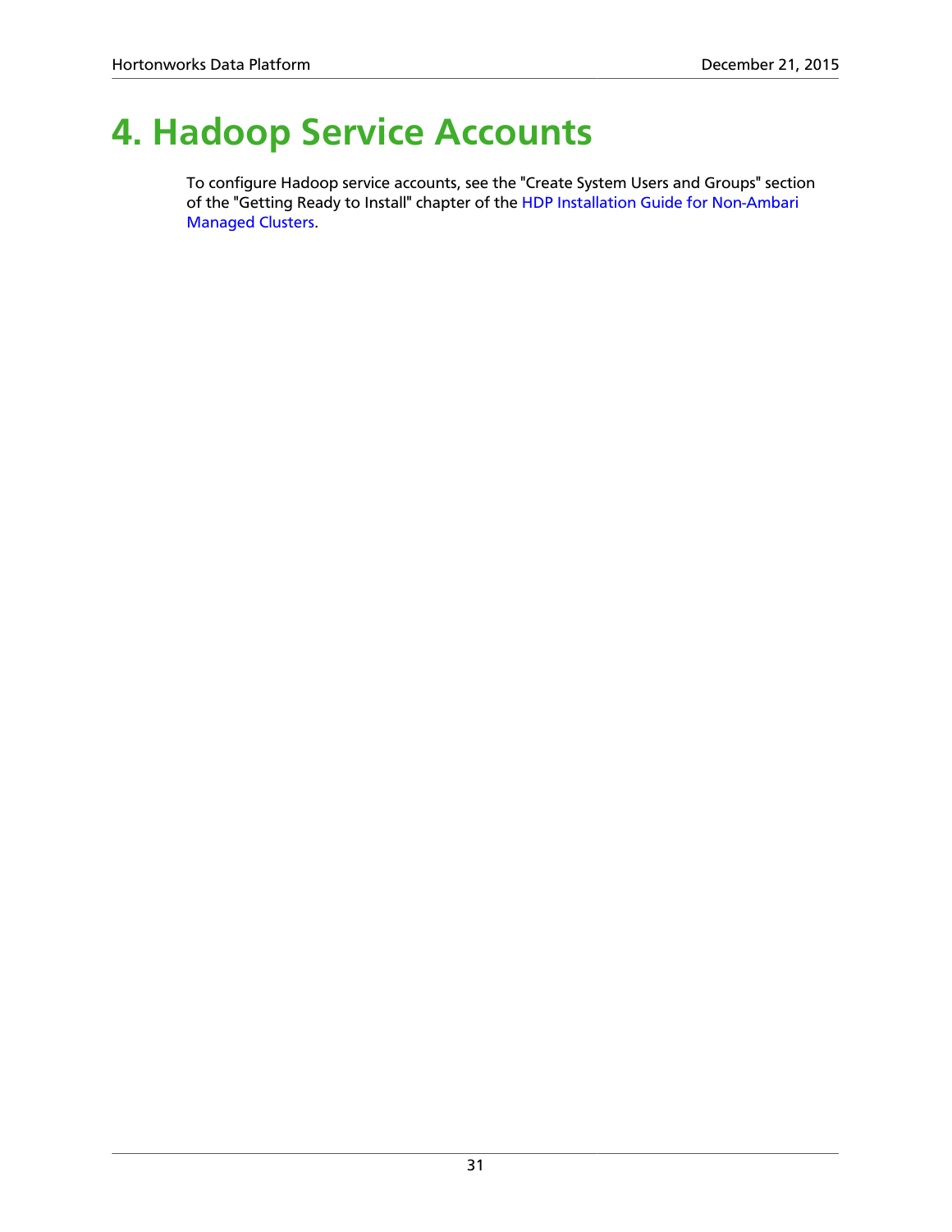# 4. Hadoop Service Accounts

To configure Hadoop service accounts, see the "Create System Users and Groups" section of the "Getting Ready to Install" chapter of the HDP Installation Guide for Non-Ambari Managed Clusters.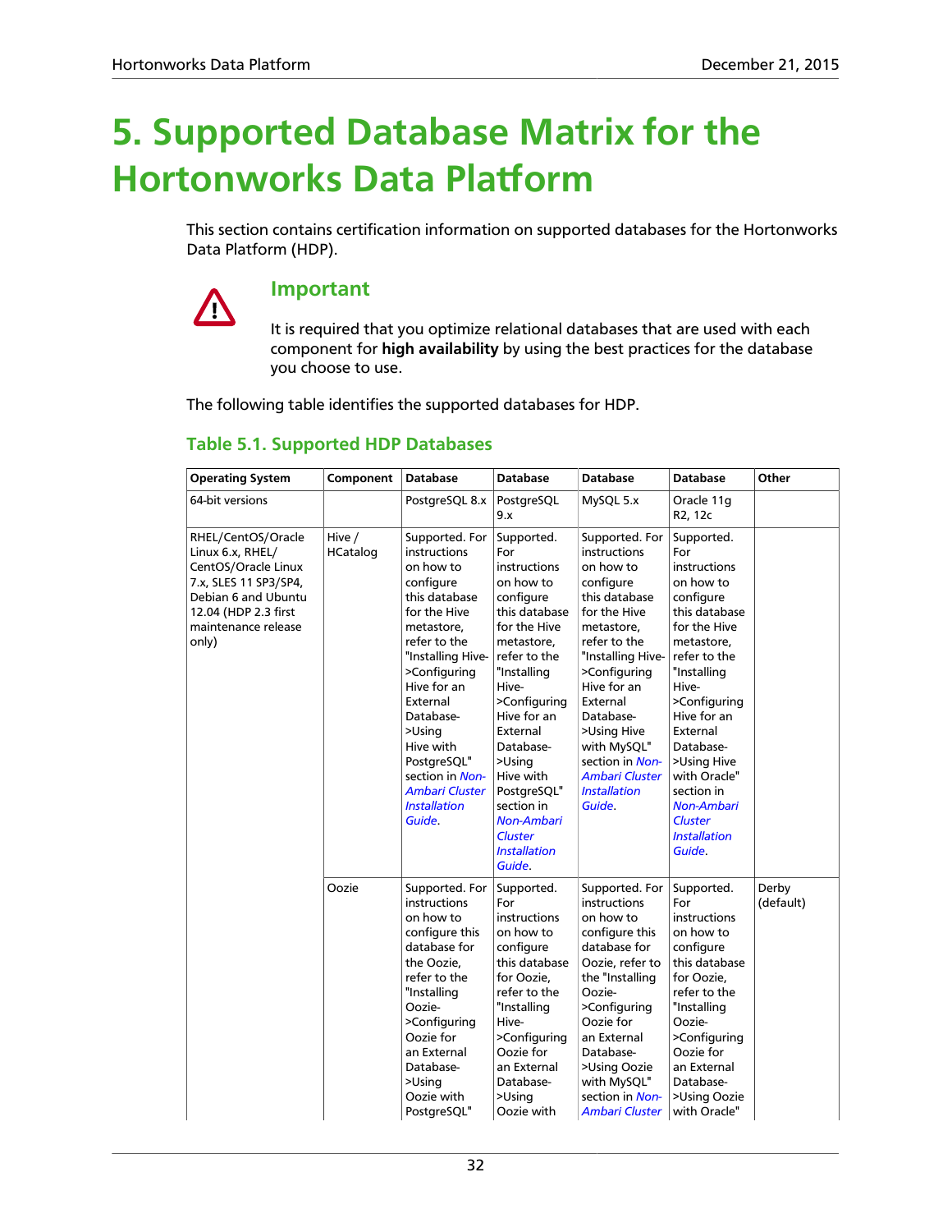# 5. Supported Database Matrix for the Hortonworks Data Platform

This section contains certification information on supported databases for the Hortonworks Data Platform (HDP).

> **Important**
>
> It is required that you optimize relational databases that are used with each component for **high availability** by using the best practices for the database you choose to use.

The following table identifies the supported databases for HDP.

### Table 5.1. Supported HDP Databases

| Operating System | Component | Database | Database | Database | Database | Other |
|---|---|---|---|---|---|---|
| 64-bit versions | | PostgreSQL 8.x | PostgreSQL 9.x | MySQL 5.x | Oracle 11g R2, 12c | |
| RHEL/CentOS/Oracle Linux 6.x, RHEL/CentOS/Oracle Linux 7.x, SLES 11 SP3/SP4, Debian 6 and Ubuntu 12.04 (HDP 2.3 first maintenance release only) | Hive / HCatalog | Supported. For instructions on how to configure this database for the Hive metastore, refer to the "Installing Hive->Configuring Hive for an External Database->Using Hive with PostgreSQL" section in *Non-Ambari Cluster Installation Guide*. | Supported. For instructions on how to configure this database for the Hive metastore, refer to the "Installing Hive->Configuring Hive for an External Database->Using Hive with PostgreSQL" section in *Non-Ambari Cluster Installation Guide*. | Supported. For instructions on how to configure this database for the Hive metastore, refer to the "Installing Hive->Configuring Hive for an External Database->Using Hive with MySQL" section in *Non-Ambari Cluster Installation Guide*. | Supported. For instructions on how to configure this database for the Hive metastore, refer to the "Installing Hive->Configuring Hive for an External Database->Using Hive with Oracle" section in *Non-Ambari Cluster Installation Guide*. | |
| | Oozie | Supported. For instructions on how to configure this database for the Oozie, refer to the "Installing Oozie->Configuring Oozie for an External Database->Using Oozie with PostgreSQL" | Supported. For instructions on how to configure this database for Oozie, refer to the "Installing Hive->Configuring Oozie for an External Database->Using Oozie with | Supported. For instructions on how to configure this database for Oozie, refer to the "Installing Oozie->Configuring Oozie for an External Database->Using Oozie with MySQL" section in *Non-Ambari Cluster* | Supported. For instructions on how to configure this database for Oozie, refer to the "Installing Oozie->Configuring Oozie for an External Database->Using Oozie with Oracle" | Derby (default) |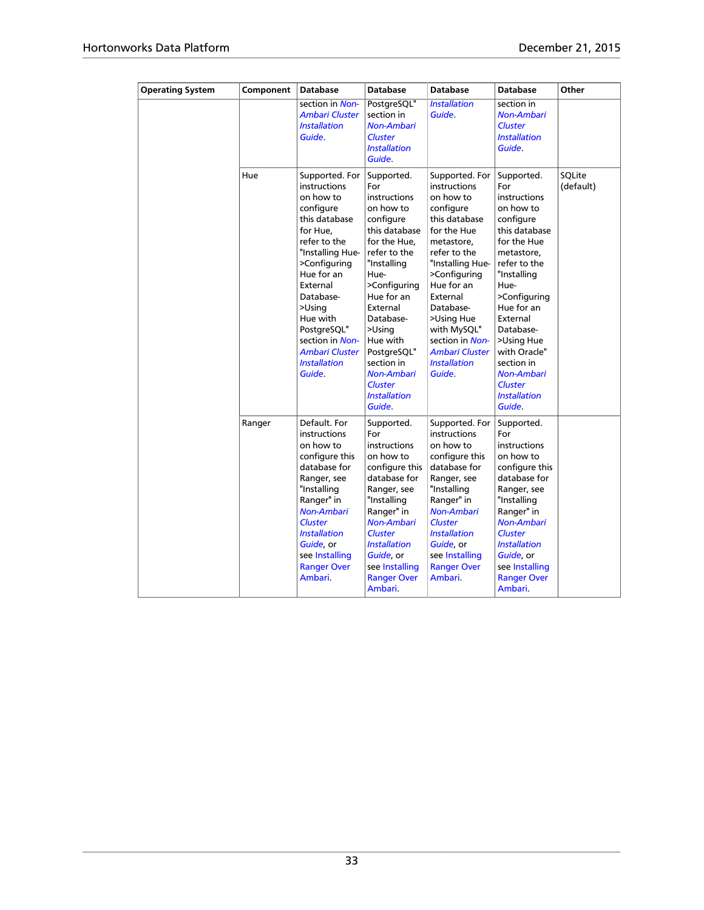| Operating System | Component | Database | Database | Database | Database | Other |
|---|---|---|---|---|---|---|
| | | section in *Non-Ambari Cluster Installation Guide*. | PostgreSQL" section in *Non-Ambari Cluster Installation Guide*. | *Installation Guide*. | section in *Non-Ambari Cluster Installation Guide*. | |
| | Hue | Supported. For instructions on how to configure this database for Hue, refer to the "Installing Hue->Configuring Hue for an External Database->Using Hue with PostgreSQL" section in *Non-Ambari Cluster Installation Guide*. | Supported. For instructions on how to configure this database for the Hue, refer to the "Installing Hue->Configuring Hue for an External Database->Using Hue with PostgreSQL" section in *Non-Ambari Cluster Installation Guide*. | Supported. For instructions on how to configure this database for the Hue metastore, refer to the "Installing Hue->Configuring Hue for an External Database->Using Hue with MySQL" section in *Non-Ambari Cluster Installation Guide*. | Supported. For instructions on how to configure this database for the Hue metastore, refer to the "Installing Hue->Configuring Hue for an External Database->Using Hue with Oracle" section in *Non-Ambari Cluster Installation Guide*. | SQLite (default) |
| | Ranger | Default. For instructions on how to configure this database for Ranger, see "Installing Ranger" in *Non-Ambari Cluster Installation Guide*, or see Installing Ranger Over Ambari. | Supported. For instructions on how to configure this database for Ranger, see "Installing Ranger" in *Non-Ambari Cluster Installation Guide*, or see Installing Ranger Over Ambari. | Supported. For instructions on how to configure this database for Ranger, see "Installing Ranger" in *Non-Ambari Cluster Installation Guide*, or see Installing Ranger Over Ambari. | Supported. For instructions on how to configure this database for Ranger, see "Installing Ranger" in *Non-Ambari Cluster Installation Guide*, or see Installing Ranger Over Ambari. | |